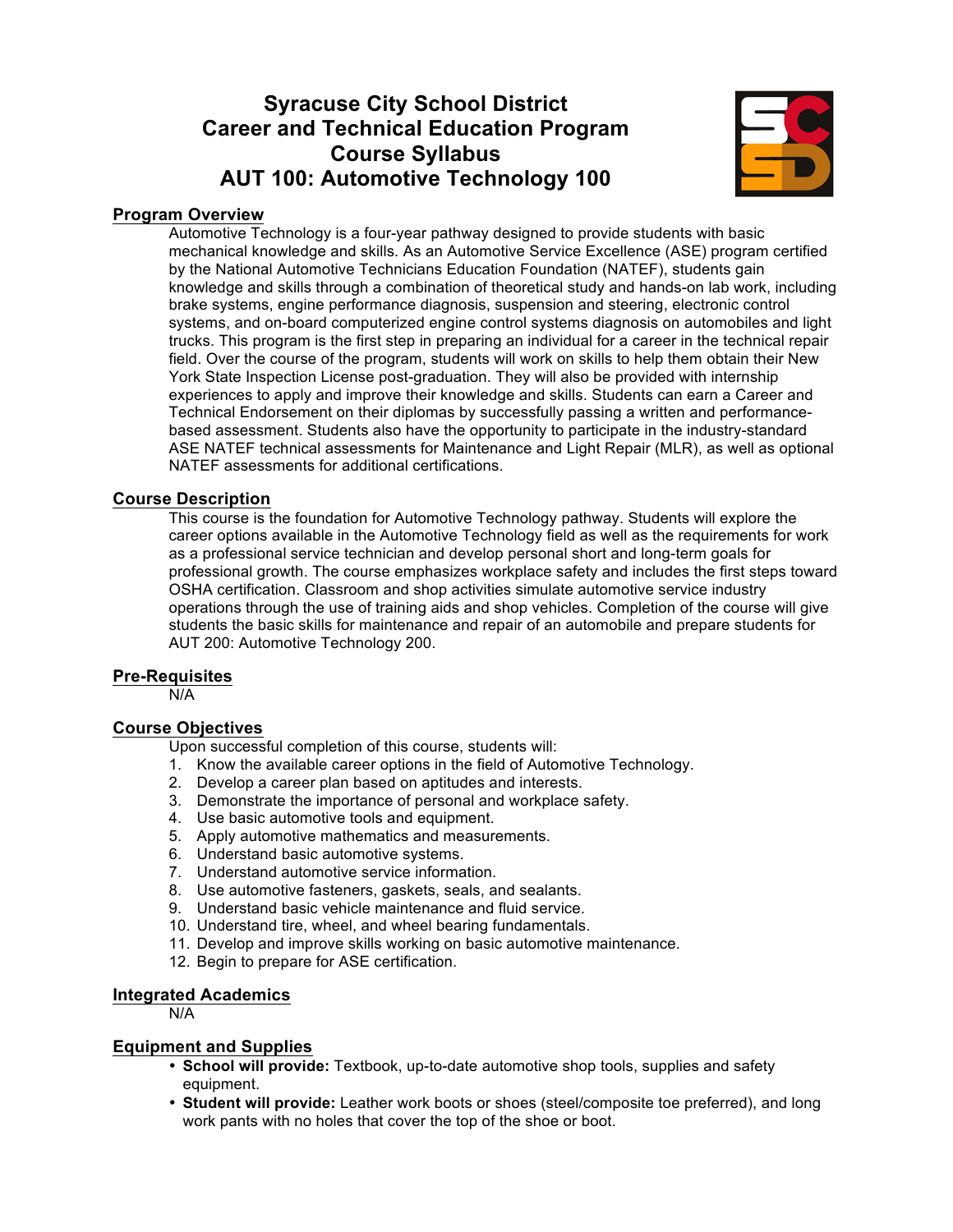# Syracuse City School District
# Career and Technical Education Program
# Course Syllabus
# AUT 100: Automotive Technology 100

## Program Overview

Automotive Technology is a four-year pathway designed to provide students with basic mechanical knowledge and skills. As an Automotive Service Excellence (ASE) program certified by the National Automotive Technicians Education Foundation (NATEF), students gain knowledge and skills through a combination of theoretical study and hands-on lab work, including brake systems, engine performance diagnosis, suspension and steering, electronic control systems, and on-board computerized engine control systems diagnosis on automobiles and light trucks. This program is the first step in preparing an individual for a career in the technical repair field. Over the course of the program, students will work on skills to help them obtain their New York State Inspection License post-graduation. They will also be provided with internship experiences to apply and improve their knowledge and skills. Students can earn a Career and Technical Endorsement on their diplomas by successfully passing a written and performance-based assessment. Students also have the opportunity to participate in the industry-standard ASE NATEF technical assessments for Maintenance and Light Repair (MLR), as well as optional NATEF assessments for additional certifications.

## Course Description

This course is the foundation for Automotive Technology pathway. Students will explore the career options available in the Automotive Technology field as well as the requirements for work as a professional service technician and develop personal short and long-term goals for professional growth. The course emphasizes workplace safety and includes the first steps toward OSHA certification. Classroom and shop activities simulate automotive service industry operations through the use of training aids and shop vehicles. Completion of the course will give students the basic skills for maintenance and repair of an automobile and prepare students for AUT 200: Automotive Technology 200.

## Pre-Requisites

N/A

## Course Objectives

Upon successful completion of this course, students will:

1. Know the available career options in the field of Automotive Technology.
2. Develop a career plan based on aptitudes and interests.
3. Demonstrate the importance of personal and workplace safety.
4. Use basic automotive tools and equipment.
5. Apply automotive mathematics and measurements.
6. Understand basic automotive systems.
7. Understand automotive service information.
8. Use automotive fasteners, gaskets, seals, and sealants.
9. Understand basic vehicle maintenance and fluid service.
10. Understand tire, wheel, and wheel bearing fundamentals.
11. Develop and improve skills working on basic automotive maintenance.
12. Begin to prepare for ASE certification.

## Integrated Academics

N/A

## Equipment and Supplies

- **School will provide:** Textbook, up-to-date automotive shop tools, supplies and safety equipment.
- **Student will provide:** Leather work boots or shoes (steel/composite toe preferred), and long work pants with no holes that cover the top of the shoe or boot.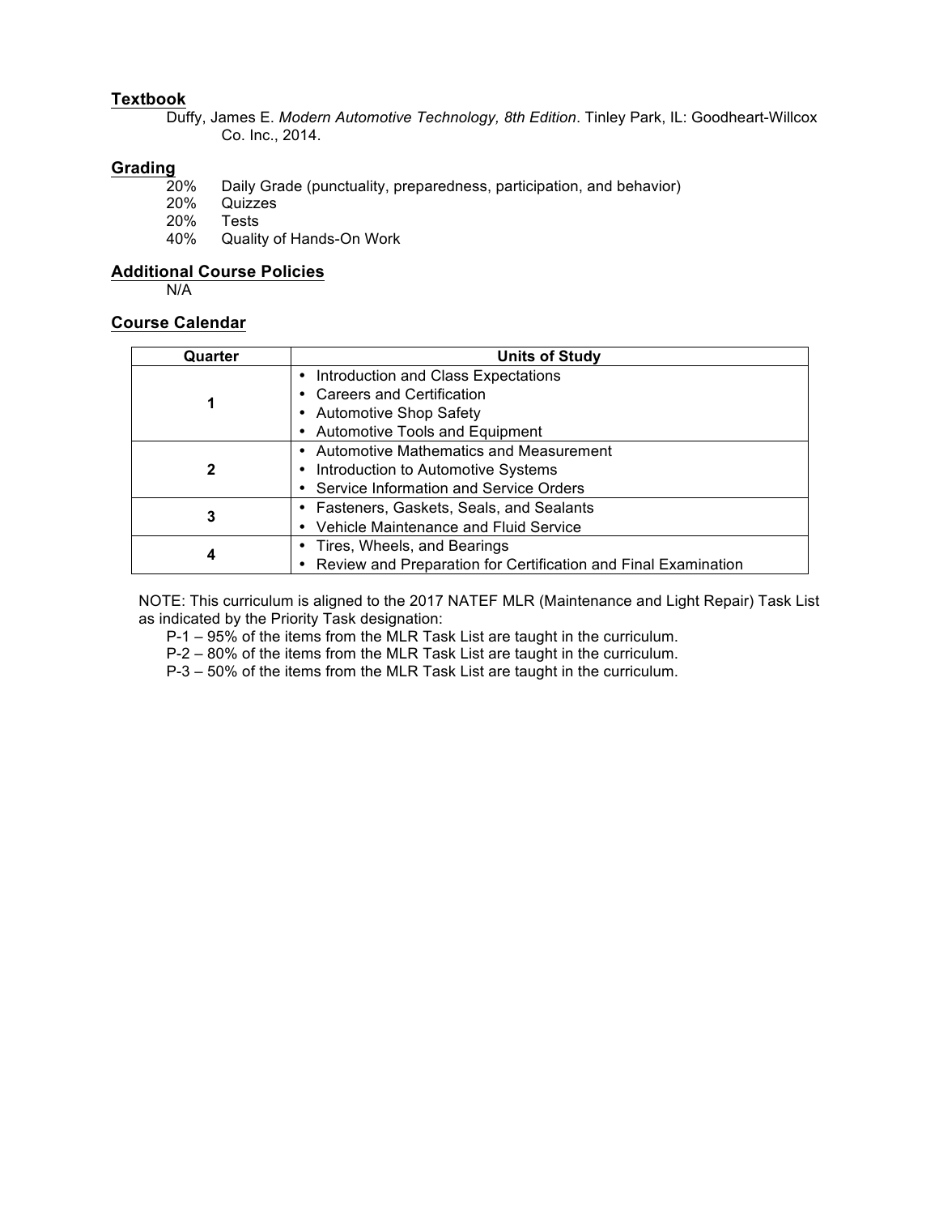## Textbook

Duffy, James E. *Modern Automotive Technology, 8th Edition*. Tinley Park, IL: Goodheart-Willcox Co. Inc., 2014.

## Grading

- 20% Daily Grade (punctuality, preparedness, participation, and behavior)
- 20% Quizzes
- 20% Tests
- 40% Quality of Hands-On Work

## Additional Course Policies

N/A

## Course Calendar

| Quarter | Units of Study |
|---|---|
| 1 | • Introduction and Class Expectations<br>• Careers and Certification<br>• Automotive Shop Safety<br>• Automotive Tools and Equipment |
| 2 | • Automotive Mathematics and Measurement<br>• Introduction to Automotive Systems<br>• Service Information and Service Orders |
| 3 | • Fasteners, Gaskets, Seals, and Sealants<br>• Vehicle Maintenance and Fluid Service |
| 4 | • Tires, Wheels, and Bearings<br>• Review and Preparation for Certification and Final Examination |

NOTE: This curriculum is aligned to the 2017 NATEF MLR (Maintenance and Light Repair) Task List as indicated by the Priority Task designation:

- P-1 – 95% of the items from the MLR Task List are taught in the curriculum.
- P-2 – 80% of the items from the MLR Task List are taught in the curriculum.
- P-3 – 50% of the items from the MLR Task List are taught in the curriculum.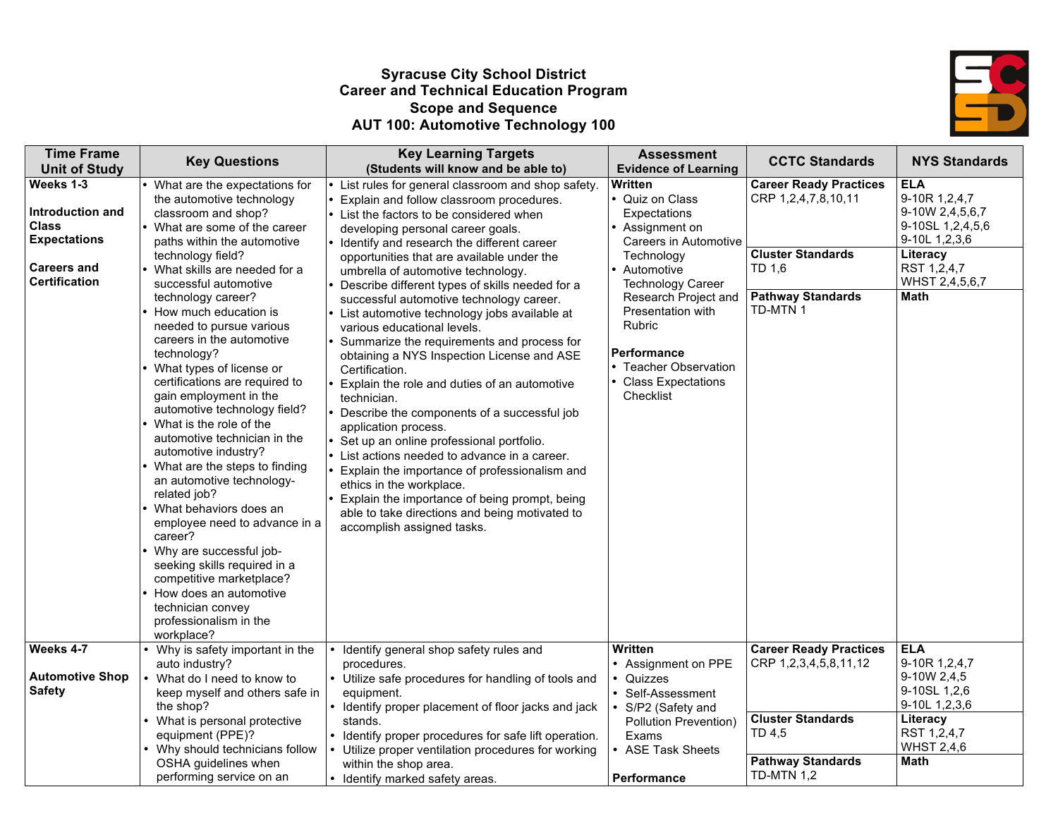**Syracuse City School District**
**Career and Technical Education Program**
**Scope and Sequence**
**AUT 100: Automotive Technology 100**

| Time Frame Unit of Study | Key Questions | Key Learning Targets (Students will know and be able to) | Assessment Evidence of Learning | CCTC Standards | NYS Standards |
|---|---|---|---|---|---|
| **Weeks 1-3**<br><br>**Introduction and Class Expectations**<br><br>**Careers and Certification** | • What are the expectations for the automotive technology classroom and shop?<br>• What are some of the career paths within the automotive technology field?<br>• What skills are needed for a successful automotive technology career?<br>• How much education is needed to pursue various careers in the automotive technology?<br>• What types of license or certifications are required to gain employment in the automotive technology field?<br>• What is the role of the automotive technician in the automotive industry?<br>• What are the steps to finding an automotive technology-related job?<br>• What behaviors does an employee need to advance in a career?<br>• Why are successful job-seeking skills required in a competitive marketplace?<br>• How does an automotive technician convey professionalism in the workplace? | • List rules for general classroom and shop safety.<br>• Explain and follow classroom procedures.<br>• List the factors to be considered when developing personal career goals.<br>• Identify and research the different career opportunities that are available under the umbrella of automotive technology.<br>• Describe different types of skills needed for a successful automotive technology career.<br>• List automotive technology jobs available at various educational levels.<br>• Summarize the requirements and process for obtaining a NYS Inspection License and ASE Certification.<br>• Explain the role and duties of an automotive technician.<br>• Describe the components of a successful job application process.<br>• Set up an online professional portfolio.<br>• List actions needed to advance in a career.<br>• Explain the importance of professionalism and ethics in the workplace.<br>• Explain the importance of being prompt, being able to take directions and being motivated to accomplish assigned tasks. | **Written**<br>• Quiz on Class Expectations<br>• Assignment on Careers in Automotive Technology<br>• Automotive Technology Career Research Project and Presentation with Rubric<br><br>**Performance**<br>• Teacher Observation<br>• Class Expectations Checklist | **Career Ready Practices**<br>CRP 1,2,4,7,8,10,11<br><br>**Cluster Standards**<br>TD 1,6<br><br>**Pathway Standards**<br>TD-MTN 1 | **ELA**<br>9-10R 1,2,4,7<br>9-10W 2,4,5,6,7<br>9-10SL 1,2,4,5,6<br>9-10L 1,2,3,6<br><br>**Literacy**<br>RST 1,2,4,7<br>WHST 2,4,5,6,7<br><br>**Math** |
| **Weeks 4-7**<br><br>**Automotive Shop Safety** | • Why is safety important in the auto industry?<br>• What do I need to know to keep myself and others safe in the shop?<br>• What is personal protective equipment (PPE)?<br>• Why should technicians follow OSHA guidelines when performing service on an | • Identify general shop safety rules and procedures.<br>• Utilize safe procedures for handling of tools and equipment.<br>• Identify proper placement of floor jacks and jack stands.<br>• Identify proper procedures for safe lift operation.<br>• Utilize proper ventilation procedures for working within the shop area.<br>• Identify marked safety areas. | **Written**<br>• Assignment on PPE<br>• Quizzes<br>• Self-Assessment<br>• S/P2 (Safety and Pollution Prevention) Exams<br>• ASE Task Sheets<br><br>**Performance** | **Career Ready Practices**<br>CRP 1,2,3,4,5,8,11,12<br><br>**Cluster Standards**<br>TD 4,5<br><br>**Pathway Standards**<br>TD-MTN 1,2 | **ELA**<br>9-10R 1,2,4,7<br>9-10W 2,4,5<br>9-10SL 1,2,6<br>9-10L 1,2,3,6<br><br>**Literacy**<br>RST 1,2,4,7<br>WHST 2,4,6<br><br>**Math** |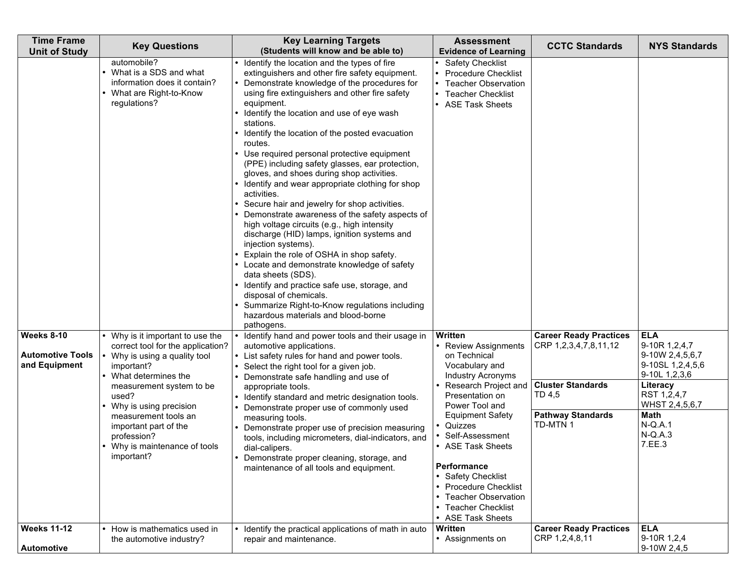| Time Frame Unit of Study | Key Questions | Key Learning Targets (Students will know and be able to) | Assessment Evidence of Learning | CCTC Standards | NYS Standards |
|---|---|---|---|---|---|
| | automobile?<br>• What is a SDS and what information does it contain?<br>• What are Right-to-Know regulations? | • Identify the location and the types of fire extinguishers and other fire safety equipment.<br>• Demonstrate knowledge of the procedures for using fire extinguishers and other fire safety equipment.<br>• Identify the location and use of eye wash stations.<br>• Identify the location of the posted evacuation routes.<br>• Use required personal protective equipment (PPE) including safety glasses, ear protection, gloves, and shoes during shop activities.<br>• Identify and wear appropriate clothing for shop activities.<br>• Secure hair and jewelry for shop activities.<br>• Demonstrate awareness of the safety aspects of high voltage circuits (e.g., high intensity discharge (HID) lamps, ignition systems and injection systems).<br>• Explain the role of OSHA in shop safety.<br>• Locate and demonstrate knowledge of safety data sheets (SDS).<br>• Identify and practice safe use, storage, and disposal of chemicals.<br>• Summarize Right-to-Know regulations including hazardous materials and blood-borne pathogens. | • Safety Checklist<br>• Procedure Checklist<br>• Teacher Observation<br>• Teacher Checklist<br>• ASE Task Sheets | | |
| **Weeks 8-10**<br><br>**Automotive Tools and Equipment** | • Why is it important to use the correct tool for the application?<br>• Why is using a quality tool important?<br>• What determines the measurement system to be used?<br>• Why is using precision measurement tools an important part of the profession?<br>• Why is maintenance of tools important? | • Identify hand and power tools and their usage in automotive applications.<br>• List safety rules for hand and power tools.<br>• Select the right tool for a given job.<br>• Demonstrate safe handling and use of appropriate tools.<br>• Identify standard and metric designation tools.<br>• Demonstrate proper use of commonly used measuring tools.<br>• Demonstrate proper use of precision measuring tools, including micrometers, dial-indicators, and dial-calipers.<br>• Demonstrate proper cleaning, storage, and maintenance of all tools and equipment. | **Written**<br>• Review Assignments on Technical Vocabulary and Industry Acronyms<br>• Research Project and Presentation on Power Tool and Equipment Safety<br>• Quizzes<br>• Self-Assessment<br>• ASE Task Sheets<br><br>**Performance**<br>• Safety Checklist<br>• Procedure Checklist<br>• Teacher Observation<br>• Teacher Checklist<br>• ASE Task Sheets | **Career Ready Practices**<br>CRP 1,2,3,4,7,8,11,12<br><br>**Cluster Standards**<br>TD 4,5<br><br>**Pathway Standards**<br>TD-MTN 1 | **ELA**<br>9-10R 1,2,4,7<br>9-10W 2,4,5,6,7<br>9-10SL 1,2,4,5,6<br>9-10L 1,2,3,6<br><br>**Literacy**<br>RST 1,2,4,7<br>WHST 2,4,5,6,7<br><br>**Math**<br>N-Q.A.1<br>N-Q.A.3<br>7.EE.3 |
| **Weeks 11-12**<br><br>**Automotive** | • How is mathematics used in the automotive industry? | • Identify the practical applications of math in auto repair and maintenance. | **Written**<br>• Assignments on | **Career Ready Practices**<br>CRP 1,2,4,8,11 | **ELA**<br>9-10R 1,2,4<br>9-10W 2,4,5 |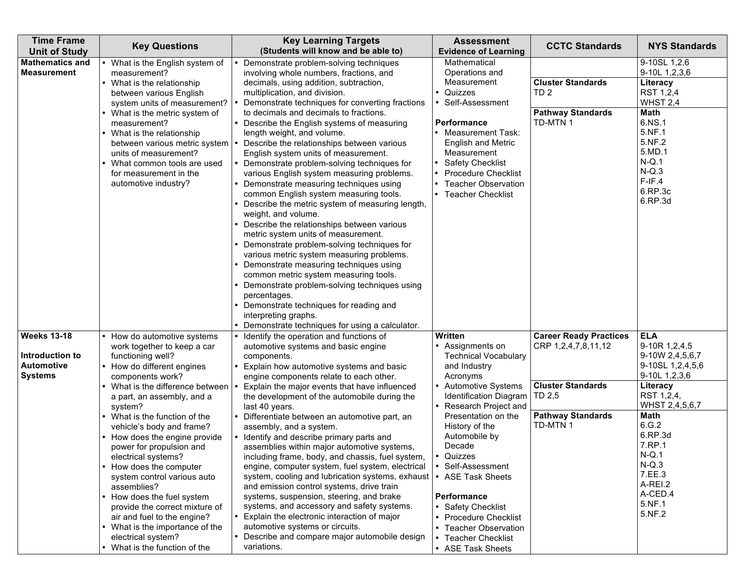| Time Frame Unit of Study | Key Questions | Key Learning Targets (Students will know and be able to) | Assessment Evidence of Learning | CCTC Standards | NYS Standards |
|---|---|---|---|---|---|
| **Mathematics and Measurement** | • What is the English system of measurement?<br>• What is the relationship between various English system units of measurement?<br>• What is the metric system of measurement?<br>• What is the relationship between various metric system units of measurement?<br>• What common tools are used for measurement in the automotive industry? | • Demonstrate problem-solving techniques involving whole numbers, fractions, and decimals, using addition, subtraction, multiplication, and division.<br>• Demonstrate techniques for converting fractions to decimals and decimals to fractions.<br>• Describe the English systems of measuring length weight, and volume.<br>• Describe the relationships between various English system units of measurement.<br>• Demonstrate problem-solving techniques for various English system measuring problems.<br>• Demonstrate measuring techniques using common English system measuring tools.<br>• Describe the metric system of measuring length, weight, and volume.<br>• Describe the relationships between various metric system units of measurement.<br>• Demonstrate problem-solving techniques for various metric system measuring problems.<br>• Demonstrate measuring techniques using common metric system measuring tools.<br>• Demonstrate problem-solving techniques using percentages.<br>• Demonstrate techniques for reading and interpreting graphs.<br>• Demonstrate techniques for using a calculator. | Mathematical Operations and Measurement<br>• Quizzes<br>• Self-Assessment<br><br>**Performance**<br>• Measurement Task: English and Metric Measurement<br>• Safety Checklist<br>• Procedure Checklist<br>• Teacher Observation<br>• Teacher Checklist | <br><br>**Cluster Standards**<br>TD 2<br><br>**Pathway Standards**<br>TD-MTN 1 | 9-10SL 1,2,6<br>9-10L 1,2,3,6<br><br>**Literacy**<br>RST 1,2,4<br>WHST 2,4<br><br>**Math**<br>6.NS.1<br>5.NF.1<br>5.NF.2<br>5.MD.1<br>N-Q.1<br>N-Q.3<br>F-IF.4<br>6.RP.3c<br>6.RP.3d |
| **Weeks 13-18**<br><br>**Introduction to Automotive Systems** | • How do automotive systems work together to keep a car functioning well?<br>• How do different engines components work?<br>• What is the difference between a part, an assembly, and a system?<br>• What is the function of the vehicle's body and frame?<br>• How does the engine provide power for propulsion and electrical systems?<br>• How does the computer system control various auto assemblies?<br>• How does the fuel system provide the correct mixture of air and fuel to the engine?<br>• What is the importance of the electrical system?<br>• What is the function of the | • Identify the operation and functions of automotive systems and basic engine components.<br>• Explain how automotive systems and basic engine components relate to each other.<br>• Explain the major events that have influenced the development of the automobile during the last 40 years.<br>• Differentiate between an automotive part, an assembly, and a system.<br>• Identify and describe primary parts and assemblies within major automotive systems, including frame, body, and chassis, fuel system, engine, computer system, fuel system, electrical system, cooling and lubrication systems, exhaust and emission control systems, drive train systems, suspension, steering, and brake systems, and accessory and safety systems.<br>• Explain the electronic interaction of major automotive systems or circuits.<br>• Describe and compare major automobile design variations. | **Written**<br>• Assignments on Technical Vocabulary and Industry Acronyms<br>• Automotive Systems Identification Diagram<br>• Research Project and Presentation on the History of the Automobile by Decade<br>• Quizzes<br>• Self-Assessment<br>• ASE Task Sheets<br><br>**Performance**<br>• Safety Checklist<br>• Procedure Checklist<br>• Teacher Observation<br>• Teacher Checklist<br>• ASE Task Sheets | **Career Ready Practices**<br>CRP 1,2,4,7,8,11,12<br><br>**Cluster Standards**<br>TD 2,5<br><br>**Pathway Standards**<br>TD-MTN 1 | **ELA**<br>9-10R 1,2,4,5<br>9-10W 2,4,5,6,7<br>9-10SL 1,2,4,5,6<br>9-10L 1,2,3,6<br><br>**Literacy**<br>RST 1,2,4,<br>WHST 2,4,5,6,7<br><br>**Math**<br>6.G.2<br>6.RP.3d<br>7.RP.1<br>N-Q.1<br>N-Q.3<br>7.EE.3<br>A-REI.2<br>A-CED.4<br>5.NF.1<br>5.NF.2 |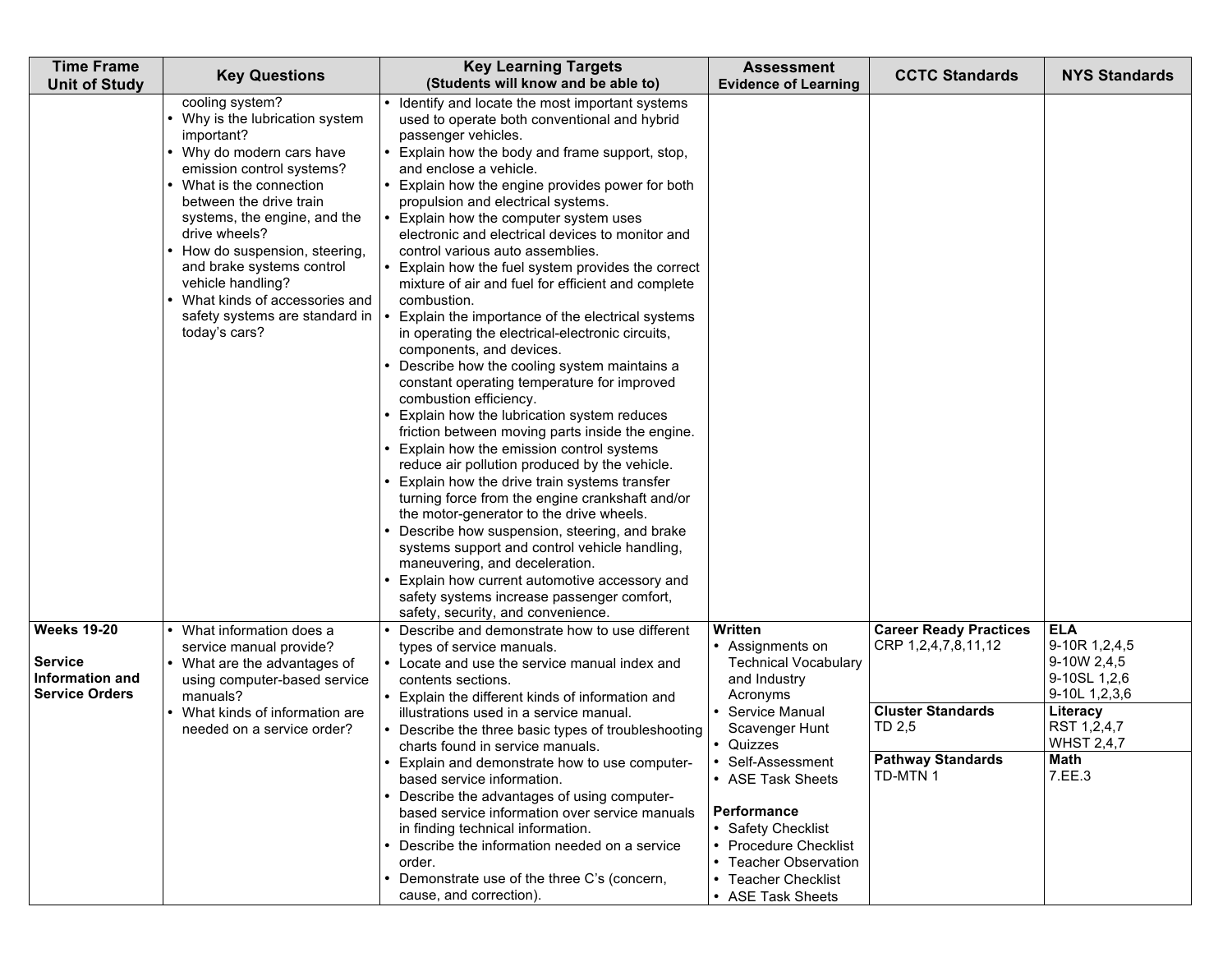| Time Frame Unit of Study | Key Questions | Key Learning Targets (Students will know and be able to) | Assessment Evidence of Learning | CCTC Standards | NYS Standards |
|---|---|---|---|---|---|
| | cooling system?<br>• Why is the lubrication system important?<br>• Why do modern cars have emission control systems?<br>• What is the connection between the drive train systems, the engine, and the drive wheels?<br>• How do suspension, steering, and brake systems control vehicle handling?<br>• What kinds of accessories and safety systems are standard in today's cars? | • Identify and locate the most important systems used to operate both conventional and hybrid passenger vehicles.<br>• Explain how the body and frame support, stop, and enclose a vehicle.<br>• Explain how the engine provides power for both propulsion and electrical systems.<br>• Explain how the computer system uses electronic and electrical devices to monitor and control various auto assemblies.<br>• Explain how the fuel system provides the correct mixture of air and fuel for efficient and complete combustion.<br>• Explain the importance of the electrical systems in operating the electrical-electronic circuits, components, and devices.<br>• Describe how the cooling system maintains a constant operating temperature for improved combustion efficiency.<br>• Explain how the lubrication system reduces friction between moving parts inside the engine.<br>• Explain how the emission control systems reduce air pollution produced by the vehicle.<br>• Explain how the drive train systems transfer turning force from the engine crankshaft and/or the motor-generator to the drive wheels.<br>• Describe how suspension, steering, and brake systems support and control vehicle handling, maneuvering, and deceleration.<br>• Explain how current automotive accessory and safety systems increase passenger comfort, safety, security, and convenience. | | | |
| **Weeks 19-20**<br><br>**Service Information and Service Orders** | • What information does a service manual provide?<br>• What are the advantages of using computer-based service manuals?<br>• What kinds of information are needed on a service order? | • Describe and demonstrate how to use different types of service manuals.<br>• Locate and use the service manual index and contents sections.<br>• Explain the different kinds of information and illustrations used in a service manual.<br>• Describe the three basic types of troubleshooting charts found in service manuals.<br>• Explain and demonstrate how to use computer-based service information.<br>• Describe the advantages of using computer-based service information over service manuals in finding technical information.<br>• Describe the information needed on a service order.<br>• Demonstrate use of the three C's (concern, cause, and correction). | **Written**<br>• Assignments on Technical Vocabulary and Industry Acronyms<br>• Service Manual Scavenger Hunt<br>• Quizzes<br>• Self-Assessment<br>• ASE Task Sheets<br><br>**Performance**<br>• Safety Checklist<br>• Procedure Checklist<br>• Teacher Observation<br>• Teacher Checklist<br>• ASE Task Sheets | **Career Ready Practices**<br>CRP 1,2,4,7,8,11,12<br><br>**Cluster Standards**<br>TD 2,5<br><br>**Pathway Standards**<br>TD-MTN 1 | **ELA**<br>9-10R 1,2,4,5<br>9-10W 2,4,5<br>9-10SL 1,2,6<br>9-10L 1,2,3,6<br><br>**Literacy**<br>RST 1,2,4,7<br>WHST 2,4,7<br><br>**Math**<br>7.EE.3 |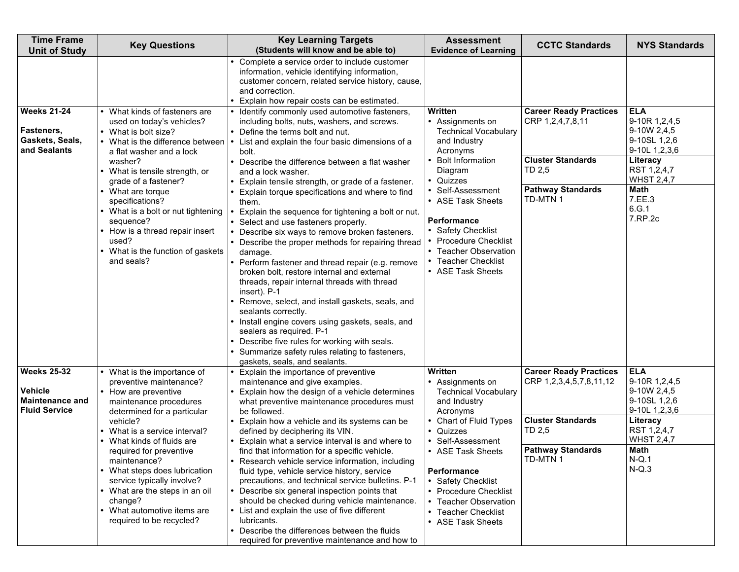| Time Frame Unit of Study | Key Questions | Key Learning Targets (Students will know and be able to) | Assessment Evidence of Learning | CCTC Standards | NYS Standards |
|---|---|---|---|---|---|
| | | • Complete a service order to include customer information, vehicle identifying information, customer concern, related service history, cause, and correction.<br>• Explain how repair costs can be estimated. | | | |
| **Weeks 21-24**<br><br>**Fasteners, Gaskets, Seals, and Sealants** | • What kinds of fasteners are used on today's vehicles?<br>• What is bolt size?<br>• What is the difference between a flat washer and a lock washer?<br>• What is tensile strength, or grade of a fastener?<br>• What are torque specifications?<br>• What is a bolt or nut tightening sequence?<br>• How is a thread repair insert used?<br>• What is the function of gaskets and seals? | • Identify commonly used automotive fasteners, including bolts, nuts, washers, and screws.<br>• Define the terms bolt and nut.<br>• List and explain the four basic dimensions of a bolt.<br>• Describe the difference between a flat washer and a lock washer.<br>• Explain tensile strength, or grade of a fastener.<br>• Explain torque specifications and where to find them.<br>• Explain the sequence for tightening a bolt or nut.<br>• Select and use fasteners properly.<br>• Describe six ways to remove broken fasteners.<br>• Describe the proper methods for repairing thread damage.<br>• Perform fastener and thread repair (e.g. remove broken bolt, restore internal and external threads, repair internal threads with thread insert). P-1<br>• Remove, select, and install gaskets, seals, and sealants correctly.<br>• Install engine covers using gaskets, seals, and sealers as required. P-1<br>• Describe five rules for working with seals.<br>• Summarize safety rules relating to fasteners, gaskets, seals, and sealants. | **Written**<br>• Assignments on Technical Vocabulary and Industry Acronyms<br>• Bolt Information Diagram<br>• Quizzes<br>• Self-Assessment<br>• ASE Task Sheets<br><br>**Performance**<br>• Safety Checklist<br>• Procedure Checklist<br>• Teacher Observation<br>• Teacher Checklist<br>• ASE Task Sheets | **Career Ready Practices**<br>CRP 1,2,4,7,8,11<br><br>**Cluster Standards**<br>TD 2,5<br><br>**Pathway Standards**<br>TD-MTN 1 | **ELA**<br>9-10R 1,2,4,5<br>9-10W 2,4,5<br>9-10SL 1,2,6<br>9-10L 1,2,3,6<br><br>**Literacy**<br>RST 1,2,4,7<br>WHST 2,4,7<br><br>**Math**<br>7.EE.3<br>6.G.1<br>7.RP.2c |
| **Weeks 25-32**<br><br>**Vehicle Maintenance and Fluid Service** | • What is the importance of preventive maintenance?<br>• How are preventive maintenance procedures determined for a particular vehicle?<br>• What is a service interval?<br>• What kinds of fluids are required for preventive maintenance?<br>• What steps does lubrication service typically involve?<br>• What are the steps in an oil change?<br>• What automotive items are required to be recycled? | • Explain the importance of preventive maintenance and give examples.<br>• Explain how the design of a vehicle determines what preventive maintenance procedures must be followed.<br>• Explain how a vehicle and its systems can be defined by deciphering its VIN.<br>• Explain what a service interval is and where to find that information for a specific vehicle.<br>• Research vehicle service information, including fluid type, vehicle service history, service precautions, and technical service bulletins. P-1<br>• Describe six general inspection points that should be checked during vehicle maintenance.<br>• List and explain the use of five different lubricants.<br>• Describe the differences between the fluids required for preventive maintenance and how to | **Written**<br>• Assignments on Technical Vocabulary and Industry Acronyms<br>• Chart of Fluid Types<br>• Quizzes<br>• Self-Assessment<br>• ASE Task Sheets<br><br>**Performance**<br>• Safety Checklist<br>• Procedure Checklist<br>• Teacher Observation<br>• Teacher Checklist<br>• ASE Task Sheets | **Career Ready Practices**<br>CRP 1,2,3,4,5,7,8,11,12<br><br>**Cluster Standards**<br>TD 2,5<br><br>**Pathway Standards**<br>TD-MTN 1 | **ELA**<br>9-10R 1,2,4,5<br>9-10W 2,4,5<br>9-10SL 1,2,6<br>9-10L 1,2,3,6<br><br>**Literacy**<br>RST 1,2,4,7<br>WHST 2,4,7<br><br>**Math**<br>N-Q.1<br>N-Q.3 |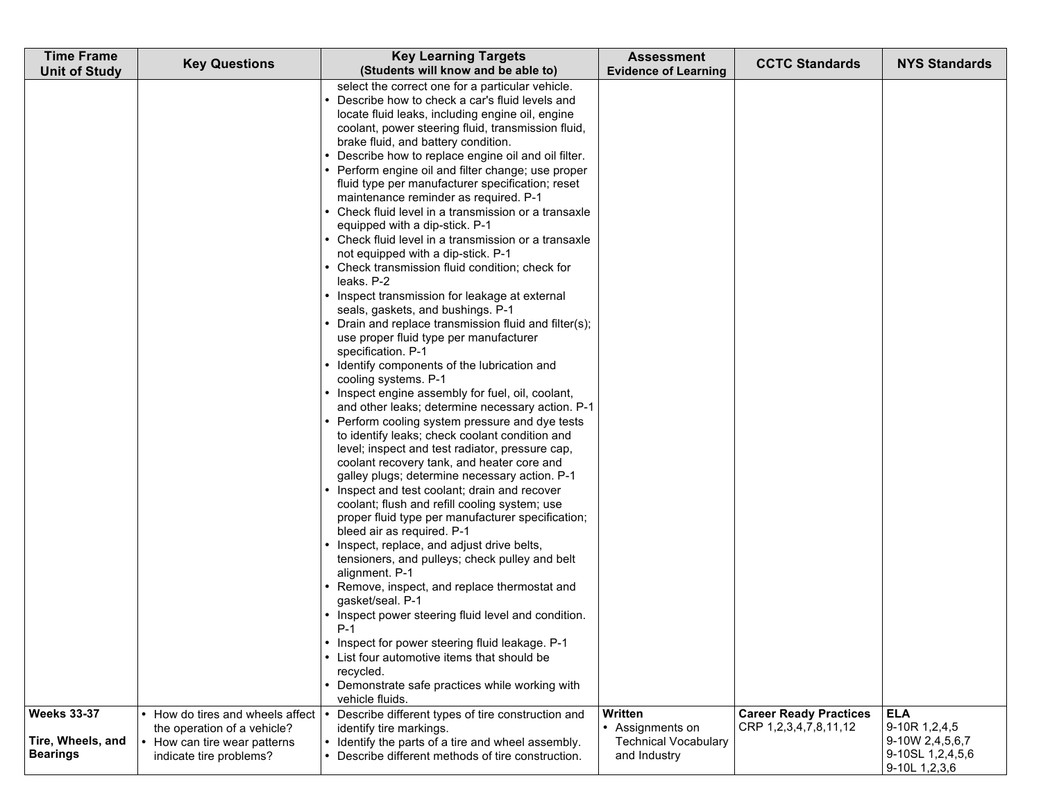| Time Frame Unit of Study | Key Questions | Key Learning Targets (Students will know and be able to) | Assessment Evidence of Learning | CCTC Standards | NYS Standards |
|---|---|---|---|---|---|
| | | select the correct one for a particular vehicle.<br>• Describe how to check a car's fluid levels and locate fluid leaks, including engine oil, engine coolant, power steering fluid, transmission fluid, brake fluid, and battery condition.<br>• Describe how to replace engine oil and oil filter.<br>• Perform engine oil and filter change; use proper fluid type per manufacturer specification; reset maintenance reminder as required. P-1<br>• Check fluid level in a transmission or a transaxle equipped with a dip-stick. P-1<br>• Check fluid level in a transmission or a transaxle not equipped with a dip-stick. P-1<br>• Check transmission fluid condition; check for leaks. P-2<br>• Inspect transmission for leakage at external seals, gaskets, and bushings. P-1<br>• Drain and replace transmission fluid and filter(s); use proper fluid type per manufacturer specification. P-1<br>• Identify components of the lubrication and cooling systems. P-1<br>• Inspect engine assembly for fuel, oil, coolant, and other leaks; determine necessary action. P-1<br>• Perform cooling system pressure and dye tests to identify leaks; check coolant condition and level; inspect and test radiator, pressure cap, coolant recovery tank, and heater core and galley plugs; determine necessary action. P-1<br>• Inspect and test coolant; drain and recover coolant; flush and refill cooling system; use proper fluid type per manufacturer specification; bleed air as required. P-1<br>• Inspect, replace, and adjust drive belts, tensioners, and pulleys; check pulley and belt alignment. P-1<br>• Remove, inspect, and replace thermostat and gasket/seal. P-1<br>• Inspect power steering fluid level and condition. P-1<br>• Inspect for power steering fluid leakage. P-1<br>• List four automotive items that should be recycled.<br>• Demonstrate safe practices while working with vehicle fluids. | | | |
| **Weeks 33-37**<br><br>**Tire, Wheels, and Bearings** | • How do tires and wheels affect the operation of a vehicle?<br>• How can tire wear patterns indicate tire problems? | • Describe different types of tire construction and identify tire markings.<br>• Identify the parts of a tire and wheel assembly.<br>• Describe different methods of tire construction. | **Written**<br>• Assignments on Technical Vocabulary and Industry | **Career Ready Practices**<br>CRP 1,2,3,4,7,8,11,12 | **ELA**<br>9-10R 1,2,4,5<br>9-10W 2,4,5,6,7<br>9-10SL 1,2,4,5,6<br>9-10L 1,2,3,6 |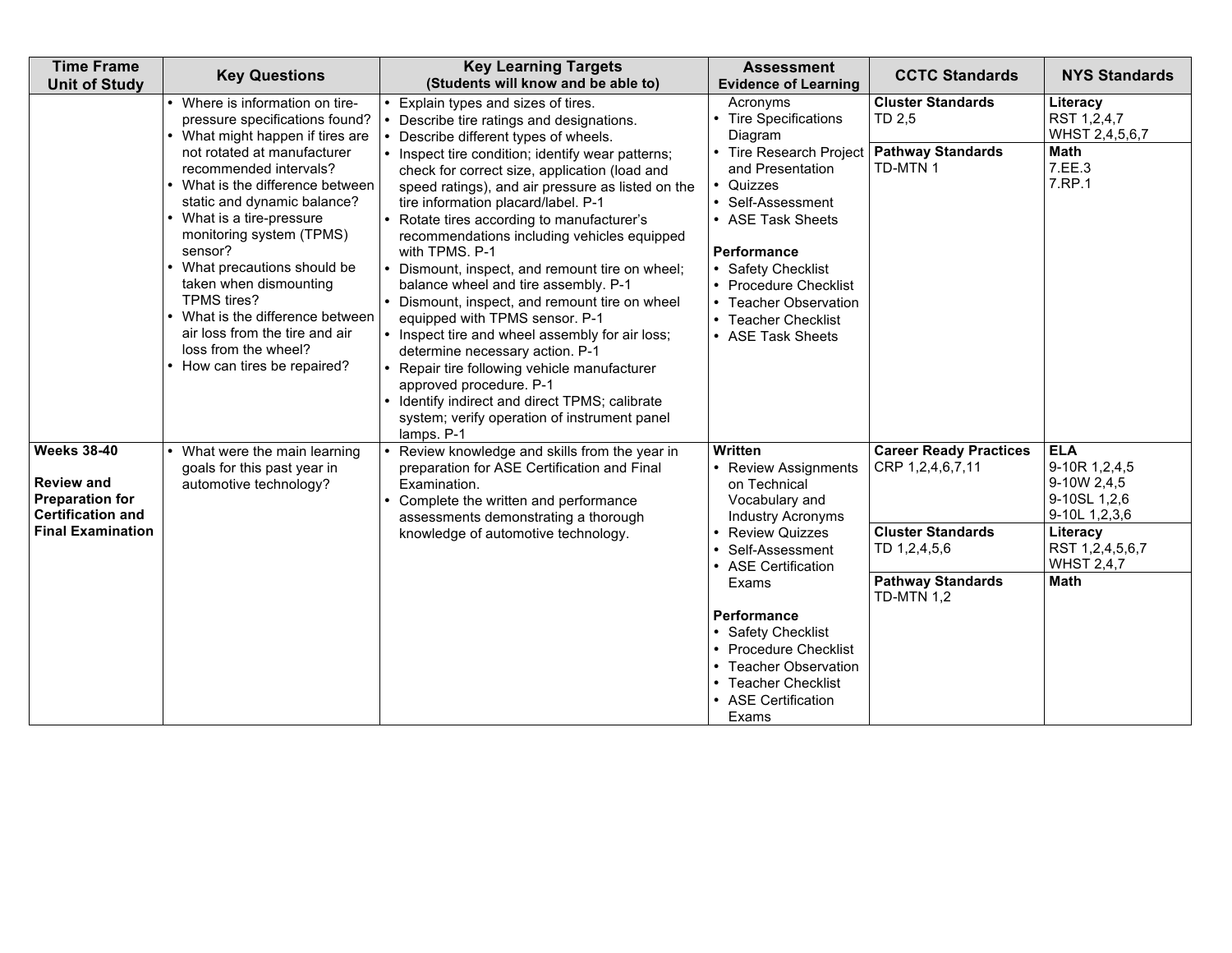| Time Frame Unit of Study | Key Questions | Key Learning Targets (Students will know and be able to) | Assessment Evidence of Learning | CCTC Standards | NYS Standards |
|---|---|---|---|---|---|
| | • Where is information on tire-pressure specifications found?<br>• What might happen if tires are not rotated at manufacturer recommended intervals?<br>• What is the difference between static and dynamic balance?<br>• What is a tire-pressure monitoring system (TPMS) sensor?<br>• What precautions should be taken when dismounting TPMS tires?<br>• What is the difference between air loss from the tire and air loss from the wheel?<br>• How can tires be repaired? | • Explain types and sizes of tires.<br>• Describe tire ratings and designations.<br>• Describe different types of wheels.<br>• Inspect tire condition; identify wear patterns; check for correct size, application (load and speed ratings), and air pressure as listed on the tire information placard/label. P-1<br>• Rotate tires according to manufacturer's recommendations including vehicles equipped with TPMS. P-1<br>• Dismount, inspect, and remount tire on wheel; balance wheel and tire assembly. P-1<br>• Dismount, inspect, and remount tire on wheel equipped with TPMS sensor. P-1<br>• Inspect tire and wheel assembly for air loss; determine necessary action. P-1<br>• Repair tire following vehicle manufacturer approved procedure. P-1<br>• Identify indirect and direct TPMS; calibrate system; verify operation of instrument panel lamps. P-1 | Acronyms<br>• Tire Specifications Diagram<br>• Tire Research Project and Presentation<br>• Quizzes<br>• Self-Assessment<br>• ASE Task Sheets<br><br>**Performance**<br>• Safety Checklist<br>• Procedure Checklist<br>• Teacher Observation<br>• Teacher Checklist<br>• ASE Task Sheets | **Cluster Standards**<br>TD 2,5<br><br>**Pathway Standards**<br>TD-MTN 1 | **Literacy**<br>RST 1,2,4,7<br>WHST 2,4,5,6,7<br><br>**Math**<br>7.EE.3<br>7.RP.1 |
| **Weeks 38-40**<br><br>**Review and Preparation for Certification and Final Examination** | • What were the main learning goals for this past year in automotive technology? | • Review knowledge and skills from the year in preparation for ASE Certification and Final Examination.<br>• Complete the written and performance assessments demonstrating a thorough knowledge of automotive technology. | **Written**<br>• Review Assignments on Technical Vocabulary and Industry Acronyms<br>• Review Quizzes<br>• Self-Assessment<br>• ASE Certification Exams<br><br>**Performance**<br>• Safety Checklist<br>• Procedure Checklist<br>• Teacher Observation<br>• Teacher Checklist<br>• ASE Certification Exams | **Career Ready Practices**<br>CRP 1,2,4,6,7,11<br><br>**Cluster Standards**<br>TD 1,2,4,5,6<br><br>**Pathway Standards**<br>TD-MTN 1,2 | **ELA**<br>9-10R 1,2,4,5<br>9-10W 2,4,5<br>9-10SL 1,2,6<br>9-10L 1,2,3,6<br><br>**Literacy**<br>RST 1,2,4,5,6,7<br>WHST 2,4,7<br><br>**Math** |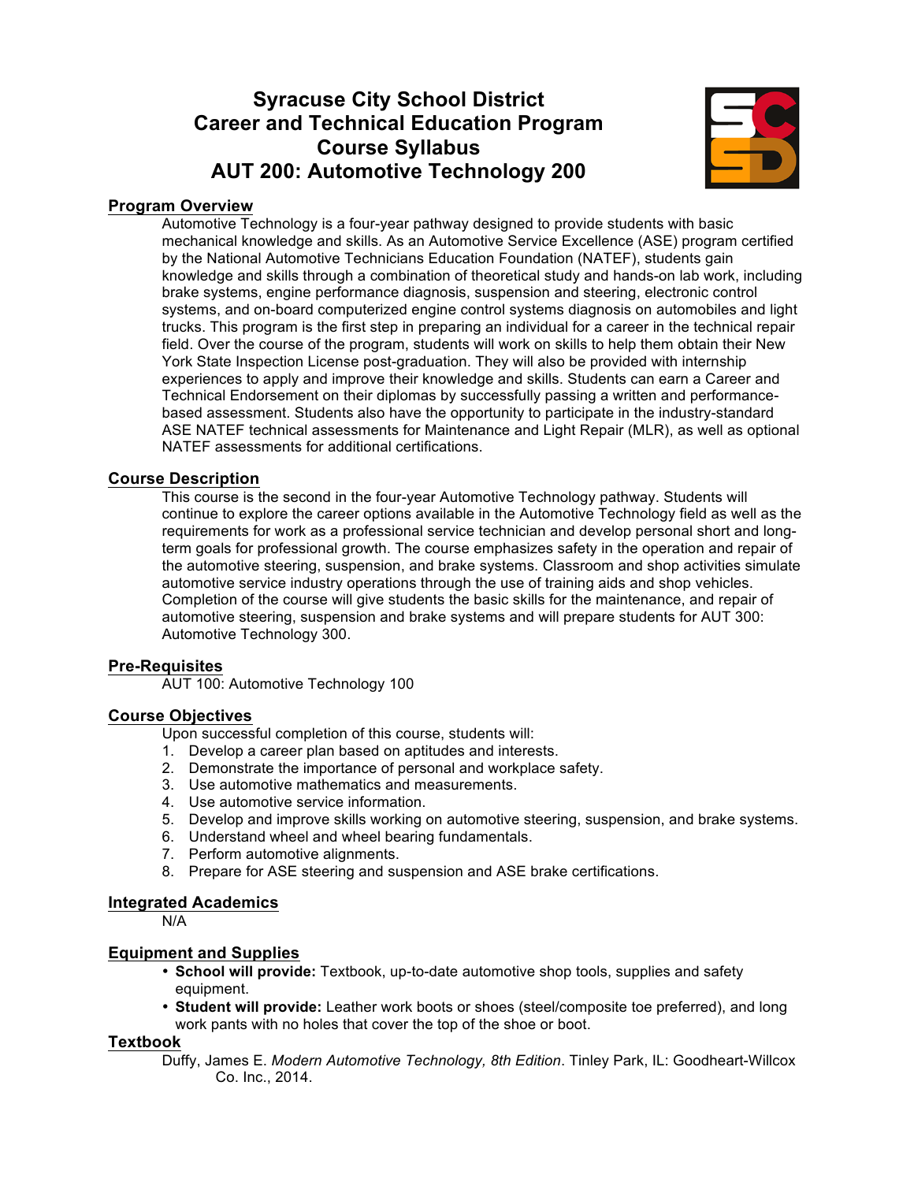# Syracuse City School District
# Career and Technical Education Program
# Course Syllabus
# AUT 200: Automotive Technology 200

## Program Overview

Automotive Technology is a four-year pathway designed to provide students with basic mechanical knowledge and skills. As an Automotive Service Excellence (ASE) program certified by the National Automotive Technicians Education Foundation (NATEF), students gain knowledge and skills through a combination of theoretical study and hands-on lab work, including brake systems, engine performance diagnosis, suspension and steering, electronic control systems, and on-board computerized engine control systems diagnosis on automobiles and light trucks. This program is the first step in preparing an individual for a career in the technical repair field. Over the course of the program, students will work on skills to help them obtain their New York State Inspection License post-graduation. They will also be provided with internship experiences to apply and improve their knowledge and skills. Students can earn a Career and Technical Endorsement on their diplomas by successfully passing a written and performance-based assessment. Students also have the opportunity to participate in the industry-standard ASE NATEF technical assessments for Maintenance and Light Repair (MLR), as well as optional NATEF assessments for additional certifications.

## Course Description

This course is the second in the four-year Automotive Technology pathway. Students will continue to explore the career options available in the Automotive Technology field as well as the requirements for work as a professional service technician and develop personal short and long-term goals for professional growth. The course emphasizes safety in the operation and repair of the automotive steering, suspension, and brake systems. Classroom and shop activities simulate automotive service industry operations through the use of training aids and shop vehicles. Completion of the course will give students the basic skills for the maintenance, and repair of automotive steering, suspension and brake systems and will prepare students for AUT 300: Automotive Technology 300.

## Pre-Requisites

AUT 100: Automotive Technology 100

## Course Objectives

Upon successful completion of this course, students will:

1. Develop a career plan based on aptitudes and interests.
2. Demonstrate the importance of personal and workplace safety.
3. Use automotive mathematics and measurements.
4. Use automotive service information.
5. Develop and improve skills working on automotive steering, suspension, and brake systems.
6. Understand wheel and wheel bearing fundamentals.
7. Perform automotive alignments.
8. Prepare for ASE steering and suspension and ASE brake certifications.

## Integrated Academics

N/A

## Equipment and Supplies

- **School will provide:** Textbook, up-to-date automotive shop tools, supplies and safety equipment.
- **Student will provide:** Leather work boots or shoes (steel/composite toe preferred), and long work pants with no holes that cover the top of the shoe or boot.

## Textbook

Duffy, James E. *Modern Automotive Technology, 8th Edition*. Tinley Park, IL: Goodheart-Willcox Co. Inc., 2014.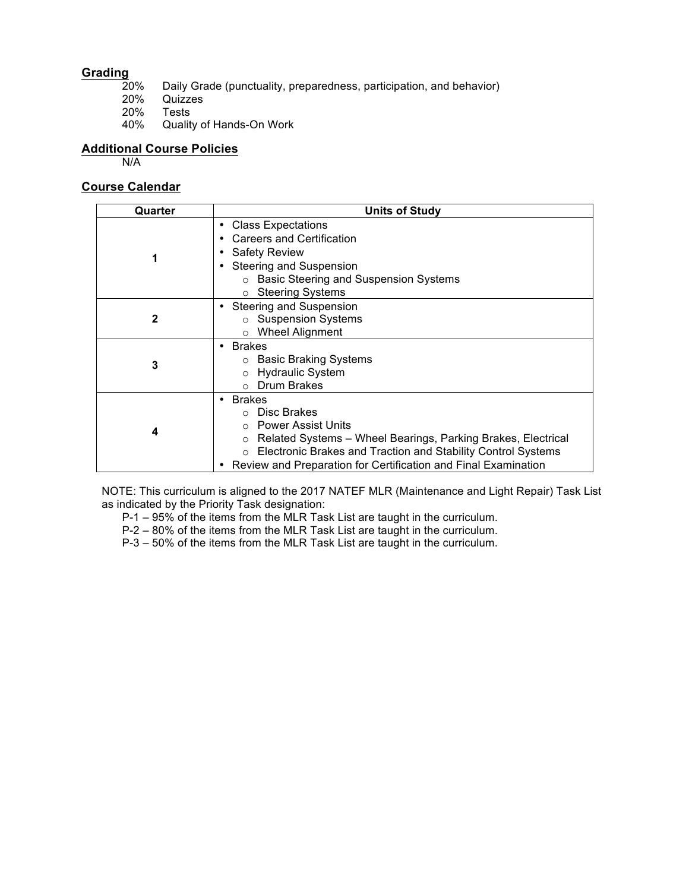## Grading

20% Daily Grade (punctuality, preparedness, participation, and behavior)
20% Quizzes
20% Tests
40% Quality of Hands-On Work

## Additional Course Policies

N/A

## Course Calendar

| Quarter | Units of Study |
|---|---|
| 1 | • Class Expectations<br>• Careers and Certification<br>• Safety Review<br>• Steering and Suspension<br>&nbsp;&nbsp;&nbsp;&nbsp;○ Basic Steering and Suspension Systems<br>&nbsp;&nbsp;&nbsp;&nbsp;○ Steering Systems |
| 2 | • Steering and Suspension<br>&nbsp;&nbsp;&nbsp;&nbsp;○ Suspension Systems<br>&nbsp;&nbsp;&nbsp;&nbsp;○ Wheel Alignment |
| 3 | • Brakes<br>&nbsp;&nbsp;&nbsp;&nbsp;○ Basic Braking Systems<br>&nbsp;&nbsp;&nbsp;&nbsp;○ Hydraulic System<br>&nbsp;&nbsp;&nbsp;&nbsp;○ Drum Brakes |
| 4 | • Brakes<br>&nbsp;&nbsp;&nbsp;&nbsp;○ Disc Brakes<br>&nbsp;&nbsp;&nbsp;&nbsp;○ Power Assist Units<br>&nbsp;&nbsp;&nbsp;&nbsp;○ Related Systems – Wheel Bearings, Parking Brakes, Electrical<br>&nbsp;&nbsp;&nbsp;&nbsp;○ Electronic Brakes and Traction and Stability Control Systems<br>• Review and Preparation for Certification and Final Examination |

NOTE: This curriculum is aligned to the 2017 NATEF MLR (Maintenance and Light Repair) Task List as indicated by the Priority Task designation:

P-1 – 95% of the items from the MLR Task List are taught in the curriculum.
P-2 – 80% of the items from the MLR Task List are taught in the curriculum.
P-3 – 50% of the items from the MLR Task List are taught in the curriculum.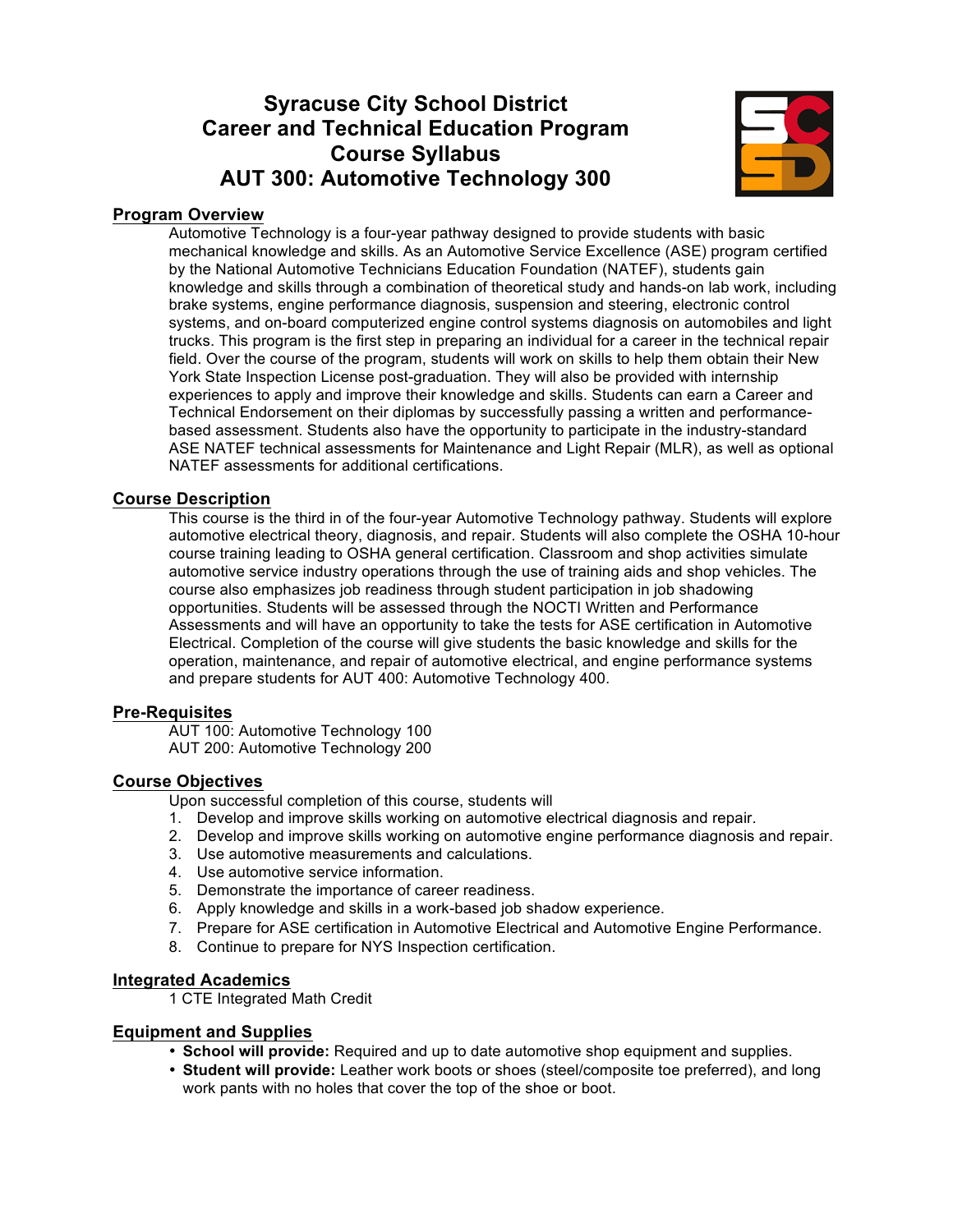# Syracuse City School District
# Career and Technical Education Program
# Course Syllabus
# AUT 300: Automotive Technology 300

## Program Overview

Automotive Technology is a four-year pathway designed to provide students with basic mechanical knowledge and skills. As an Automotive Service Excellence (ASE) program certified by the National Automotive Technicians Education Foundation (NATEF), students gain knowledge and skills through a combination of theoretical study and hands-on lab work, including brake systems, engine performance diagnosis, suspension and steering, electronic control systems, and on-board computerized engine control systems diagnosis on automobiles and light trucks. This program is the first step in preparing an individual for a career in the technical repair field. Over the course of the program, students will work on skills to help them obtain their New York State Inspection License post-graduation. They will also be provided with internship experiences to apply and improve their knowledge and skills. Students can earn a Career and Technical Endorsement on their diplomas by successfully passing a written and performance-based assessment. Students also have the opportunity to participate in the industry-standard ASE NATEF technical assessments for Maintenance and Light Repair (MLR), as well as optional NATEF assessments for additional certifications.

## Course Description

This course is the third in of the four-year Automotive Technology pathway. Students will explore automotive electrical theory, diagnosis, and repair. Students will also complete the OSHA 10-hour course training leading to OSHA general certification. Classroom and shop activities simulate automotive service industry operations through the use of training aids and shop vehicles. The course also emphasizes job readiness through student participation in job shadowing opportunities. Students will be assessed through the NOCTI Written and Performance Assessments and will have an opportunity to take the tests for ASE certification in Automotive Electrical. Completion of the course will give students the basic knowledge and skills for the operation, maintenance, and repair of automotive electrical, and engine performance systems and prepare students for AUT 400: Automotive Technology 400.

## Pre-Requisites

AUT 100: Automotive Technology 100
AUT 200: Automotive Technology 200

## Course Objectives

Upon successful completion of this course, students will

1. Develop and improve skills working on automotive electrical diagnosis and repair.
2. Develop and improve skills working on automotive engine performance diagnosis and repair.
3. Use automotive measurements and calculations.
4. Use automotive service information.
5. Demonstrate the importance of career readiness.
6. Apply knowledge and skills in a work-based job shadow experience.
7. Prepare for ASE certification in Automotive Electrical and Automotive Engine Performance.
8. Continue to prepare for NYS Inspection certification.

## Integrated Academics

1 CTE Integrated Math Credit

## Equipment and Supplies

- **School will provide:** Required and up to date automotive shop equipment and supplies.
- **Student will provide:** Leather work boots or shoes (steel/composite toe preferred), and long work pants with no holes that cover the top of the shoe or boot.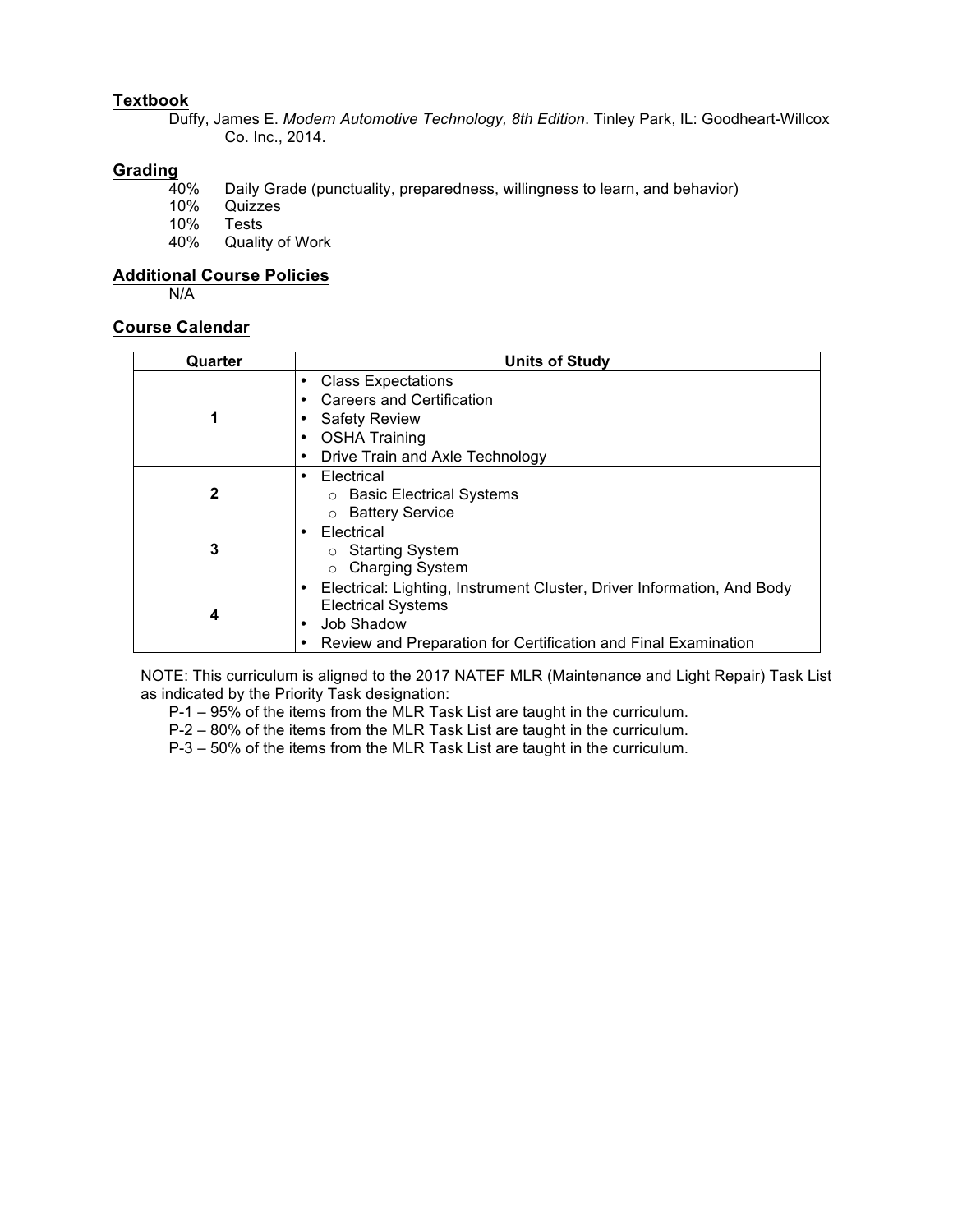## Textbook

Duffy, James E. *Modern Automotive Technology, 8th Edition*. Tinley Park, IL: Goodheart-Willcox Co. Inc., 2014.

## Grading

40% Daily Grade (punctuality, preparedness, willingness to learn, and behavior)
10% Quizzes
10% Tests
40% Quality of Work

## Additional Course Policies

N/A

## Course Calendar

| Quarter | Units of Study |
| --- | --- |
| 1 | • Class Expectations<br>• Careers and Certification<br>• Safety Review<br>• OSHA Training<br>• Drive Train and Axle Technology |
| 2 | • Electrical<br>  ○ Basic Electrical Systems<br>  ○ Battery Service |
| 3 | • Electrical<br>  ○ Starting System<br>  ○ Charging System |
| 4 | • Electrical: Lighting, Instrument Cluster, Driver Information, And Body Electrical Systems<br>• Job Shadow<br>• Review and Preparation for Certification and Final Examination |

NOTE: This curriculum is aligned to the 2017 NATEF MLR (Maintenance and Light Repair) Task List as indicated by the Priority Task designation:

P-1 – 95% of the items from the MLR Task List are taught in the curriculum.
P-2 – 80% of the items from the MLR Task List are taught in the curriculum.
P-3 – 50% of the items from the MLR Task List are taught in the curriculum.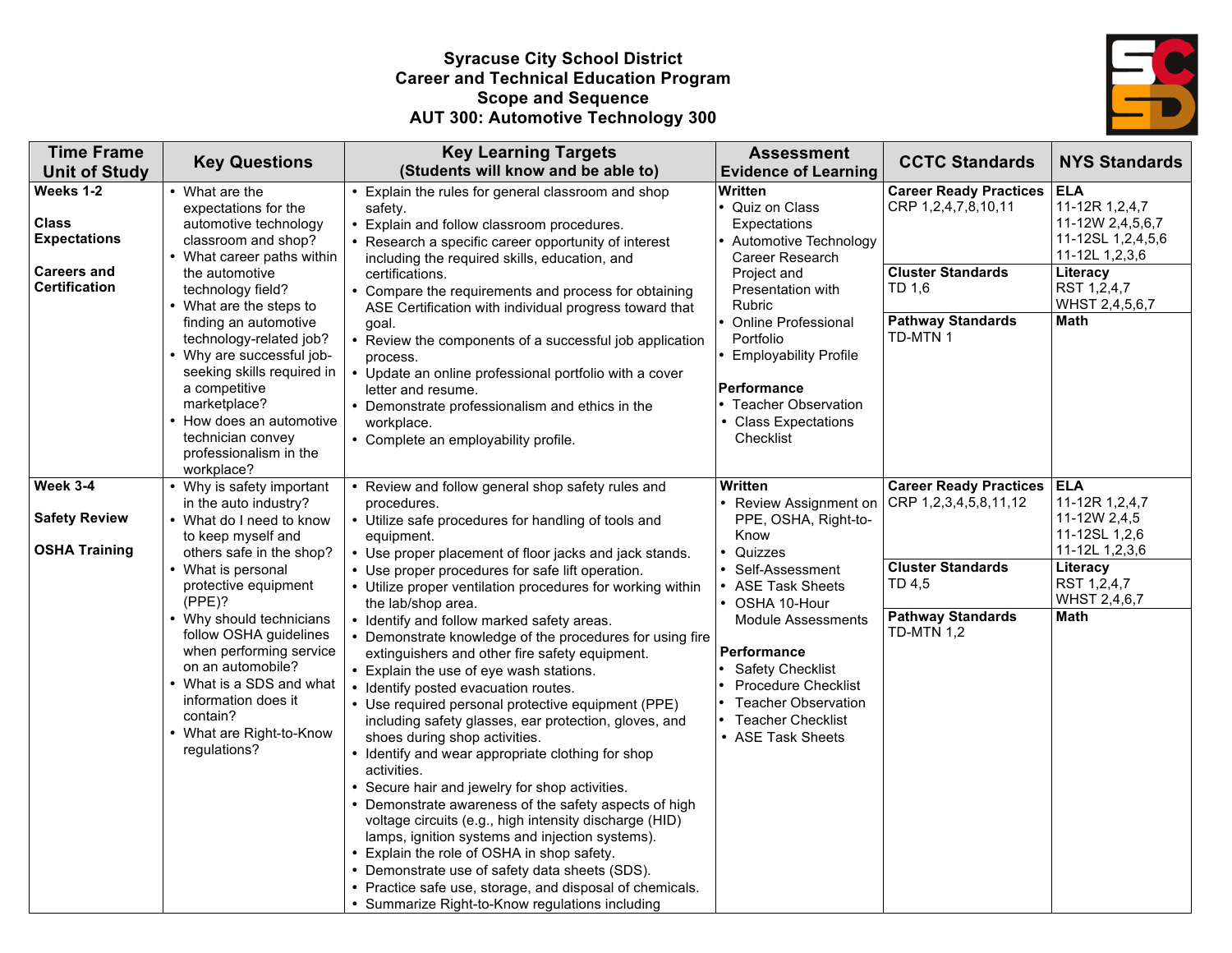**Syracuse City School District**
**Career and Technical Education Program**
**Scope and Sequence**
**AUT 300: Automotive Technology 300**

| Time Frame Unit of Study | Key Questions | Key Learning Targets (Students will know and be able to) | Assessment Evidence of Learning | CCTC Standards | NYS Standards |
|---|---|---|---|---|---|
| **Weeks 1-2**<br><br>**Class Expectations**<br><br>**Careers and Certification** | • What are the expectations for the automotive technology classroom and shop?<br>• What career paths within the automotive technology field?<br>• What are the steps to finding an automotive technology-related job?<br>• Why are successful job-seeking skills required in a competitive marketplace?<br>• How does an automotive technician convey professionalism in the workplace? | • Explain the rules for general classroom and shop safety.<br>• Explain and follow classroom procedures.<br>• Research a specific career opportunity of interest including the required skills, education, and certifications.<br>• Compare the requirements and process for obtaining ASE Certification with individual progress toward that goal.<br>• Review the components of a successful job application process.<br>• Update an online professional portfolio with a cover letter and resume.<br>• Demonstrate professionalism and ethics in the workplace.<br>• Complete an employability profile. | **Written**<br>• Quiz on Class Expectations<br>• Automotive Technology Career Research Project and Presentation with Rubric<br>• Online Professional Portfolio<br>• Employability Profile<br><br>**Performance**<br>• Teacher Observation<br>• Class Expectations Checklist | **Career Ready Practices**<br>CRP 1,2,4,7,8,10,11<br><br>**Cluster Standards**<br>TD 1,6<br><br>**Pathway Standards**<br>TD-MTN 1 | **ELA**<br>11-12R 1,2,4,7<br>11-12W 2,4,5,6,7<br>11-12SL 1,2,4,5,6<br>11-12L 1,2,3,6<br><br>**Literacy**<br>RST 1,2,4,7<br>WHST 2,4,5,6,7<br><br>**Math** |
| **Week 3-4**<br><br>**Safety Review**<br><br>**OSHA Training** | • Why is safety important in the auto industry?<br>• What do I need to know to keep myself and others safe in the shop?<br>• What is personal protective equipment (PPE)?<br>• Why should technicians follow OSHA guidelines when performing service on an automobile?<br>• What is a SDS and what information does it contain?<br>• What are Right-to-Know regulations? | • Review and follow general shop safety rules and procedures.<br>• Utilize safe procedures for handling of tools and equipment.<br>• Use proper placement of floor jacks and jack stands.<br>• Use proper procedures for safe lift operation.<br>• Utilize proper ventilation procedures for working within the lab/shop area.<br>• Identify and follow marked safety areas.<br>• Demonstrate knowledge of the procedures for using fire extinguishers and other fire safety equipment.<br>• Explain the use of eye wash stations.<br>• Identify posted evacuation routes.<br>• Use required personal protective equipment (PPE) including safety glasses, ear protection, gloves, and shoes during shop activities.<br>• Identify and wear appropriate clothing for shop activities.<br>• Secure hair and jewelry for shop activities.<br>• Demonstrate awareness of the safety aspects of high voltage circuits (e.g., high intensity discharge (HID) lamps, ignition systems and injection systems).<br>• Explain the role of OSHA in shop safety.<br>• Demonstrate use of safety data sheets (SDS).<br>• Practice safe use, storage, and disposal of chemicals.<br>• Summarize Right-to-Know regulations including | **Written**<br>• Review Assignment on PPE, OSHA, Right-to-Know<br>• Quizzes<br>• Self-Assessment<br>• ASE Task Sheets<br>• OSHA 10-Hour Module Assessments<br><br>**Performance**<br>• Safety Checklist<br>• Procedure Checklist<br>• Teacher Observation<br>• Teacher Checklist<br>• ASE Task Sheets | **Career Ready Practices**<br>CRP 1,2,3,4,5,8,11,12<br><br>**Cluster Standards**<br>TD 4,5<br><br>**Pathway Standards**<br>TD-MTN 1,2 | **ELA**<br>11-12R 1,2,4,7<br>11-12W 2,4,5<br>11-12SL 1,2,6<br>11-12L 1,2,3,6<br><br>**Literacy**<br>RST 1,2,4,7<br>WHST 2,4,6,7<br><br>**Math** |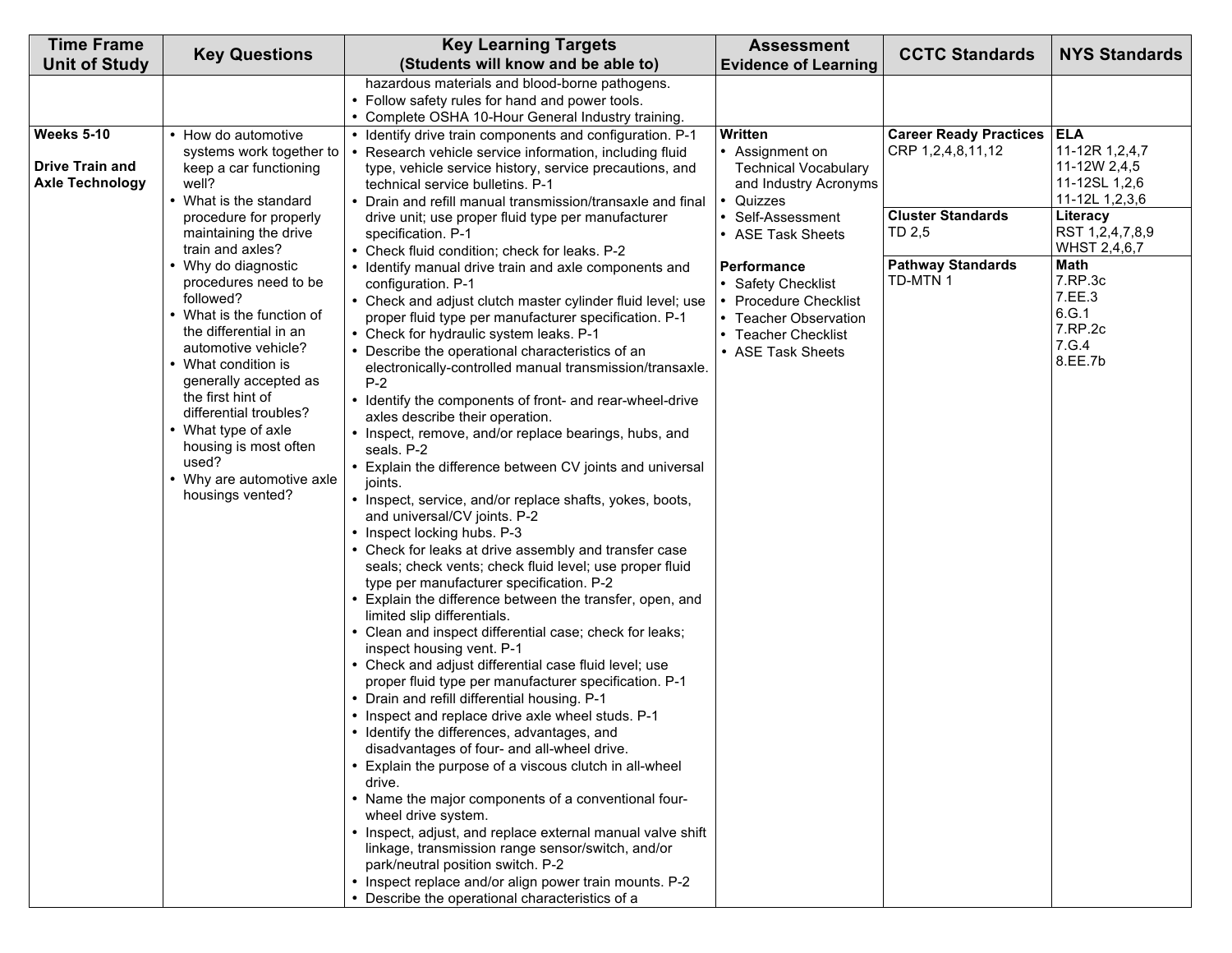| Time Frame Unit of Study | Key Questions | Key Learning Targets (Students will know and be able to) | Assessment Evidence of Learning | CCTC Standards | NYS Standards |
|---|---|---|---|---|---|
| | | hazardous materials and blood-borne pathogens.<br>• Follow safety rules for hand and power tools.<br>• Complete OSHA 10-Hour General Industry training. | | | |
| **Weeks 5-10**<br><br>**Drive Train and Axle Technology** | • How do automotive systems work together to keep a car functioning well?<br>• What is the standard procedure for properly maintaining the drive train and axles?<br>• Why do diagnostic procedures need to be followed?<br>• What is the function of the differential in an automotive vehicle?<br>• What condition is generally accepted as the first hint of differential troubles?<br>• What type of axle housing is most often used?<br>• Why are automotive axle housings vented? | • Identify drive train components and configuration. P-1<br>• Research vehicle service information, including fluid type, vehicle service history, service precautions, and technical service bulletins. P-1<br>• Drain and refill manual transmission/transaxle and final drive unit; use proper fluid type per manufacturer specification. P-1<br>• Check fluid condition; check for leaks. P-2<br>• Identify manual drive train and axle components and configuration. P-1<br>• Check and adjust clutch master cylinder fluid level; use proper fluid type per manufacturer specification. P-1<br>• Check for hydraulic system leaks. P-1<br>• Describe the operational characteristics of an electronically-controlled manual transmission/transaxle. P-2<br>• Identify the components of front- and rear-wheel-drive axles describe their operation.<br>• Inspect, remove, and/or replace bearings, hubs, and seals. P-2<br>• Explain the difference between CV joints and universal joints.<br>• Inspect, service, and/or replace shafts, yokes, boots, and universal/CV joints. P-2<br>• Inspect locking hubs. P-3<br>• Check for leaks at drive assembly and transfer case seals; check vents; check fluid level; use proper fluid type per manufacturer specification. P-2<br>• Explain the difference between the transfer, open, and limited slip differentials.<br>• Clean and inspect differential case; check for leaks; inspect housing vent. P-1<br>• Check and adjust differential case fluid level; use proper fluid type per manufacturer specification. P-1<br>• Drain and refill differential housing. P-1<br>• Inspect and replace drive axle wheel studs. P-1<br>• Identify the differences, advantages, and disadvantages of four- and all-wheel drive.<br>• Explain the purpose of a viscous clutch in all-wheel drive.<br>• Name the major components of a conventional four-wheel drive system.<br>• Inspect, adjust, and replace external manual valve shift linkage, transmission range sensor/switch, and/or park/neutral position switch. P-2<br>• Inspect replace and/or align power train mounts. P-2<br>• Describe the operational characteristics of a | **Written**<br>• Assignment on Technical Vocabulary and Industry Acronyms<br>• Quizzes<br>• Self-Assessment<br>• ASE Task Sheets<br><br>**Performance**<br>• Safety Checklist<br>• Procedure Checklist<br>• Teacher Observation<br>• Teacher Checklist<br>• ASE Task Sheets | **Career Ready Practices**<br>CRP 1,2,4,8,11,12<br><br>**Cluster Standards**<br>TD 2,5<br><br>**Pathway Standards**<br>TD-MTN 1 | **ELA**<br>11-12R 1,2,4,7<br>11-12W 2,4,5<br>11-12SL 1,2,6<br>11-12L 1,2,3,6<br><br>**Literacy**<br>RST 1,2,4,7,8,9<br>WHST 2,4,6,7<br><br>**Math**<br>7.RP.3c<br>7.EE.3<br>6.G.1<br>7.RP.2c<br>7.G.4<br>8.EE.7b |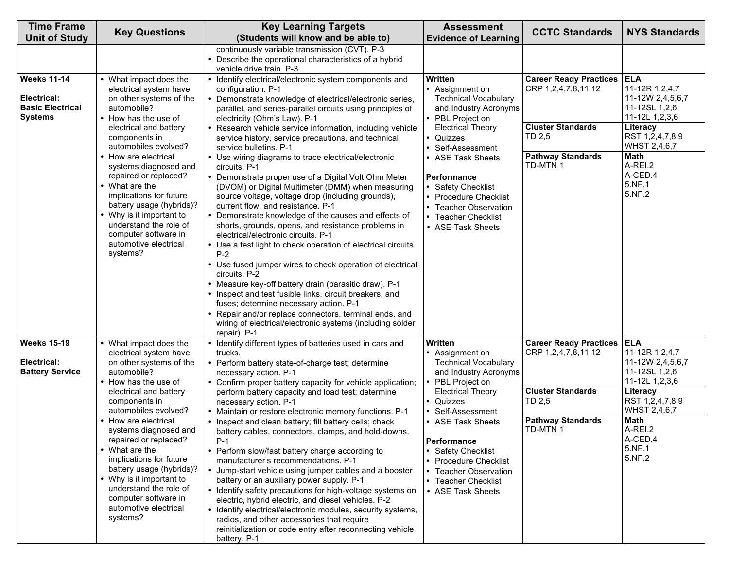| Time Frame Unit of Study | Key Questions | Key Learning Targets (Students will know and be able to) | Assessment Evidence of Learning | CCTC Standards | NYS Standards |
|---|---|---|---|---|---|
| | | continuously variable transmission (CVT). P-3<br>• Describe the operational characteristics of a hybrid vehicle drive train. P-3 | | | |
| **Weeks 11-14**<br><br>**Electrical: Basic Electrical Systems** | • What impact does the electrical system have on other systems of the automobile?<br>• How has the use of electrical and battery components in automobiles evolved?<br>• How are electrical systems diagnosed and repaired or replaced?<br>• What are the implications for future battery usage (hybrids)?<br>• Why is it important to understand the role of computer software in automotive electrical systems? | • Identify electrical/electronic system components and configuration. P-1<br>• Demonstrate knowledge of electrical/electronic series, parallel, and series-parallel circuits using principles of electricity (Ohm's Law). P-1<br>• Research vehicle service information, including vehicle service history, service precautions, and technical service bulletins. P-1<br>• Use wiring diagrams to trace electrical/electronic circuits. P-1<br>• Demonstrate proper use of a Digital Volt Ohm Meter (DVOM) or Digital Multimeter (DMM) when measuring source voltage, voltage drop (including grounds), current flow, and resistance. P-1<br>• Demonstrate knowledge of the causes and effects of shorts, grounds, opens, and resistance problems in electrical/electronic circuits. P-1<br>• Use a test light to check operation of electrical circuits. P-2<br>• Use fused jumper wires to check operation of electrical circuits. P-2<br>• Measure key-off battery drain (parasitic draw). P-1<br>• Inspect and test fusible links, circuit breakers, and fuses; determine necessary action. P-1<br>• Repair and/or replace connectors, terminal ends, and wiring of electrical/electronic systems (including solder repair). P-1 | **Written**<br>• Assignment on Technical Vocabulary and Industry Acronyms<br>• PBL Project on Electrical Theory<br>• Quizzes<br>• Self-Assessment<br>• ASE Task Sheets<br><br>**Performance**<br>• Safety Checklist<br>• Procedure Checklist<br>• Teacher Observation<br>• Teacher Checklist<br>• ASE Task Sheets | **Career Ready Practices**<br>CRP 1,2,4,7,8,11,12<br><br>**Cluster Standards**<br>TD 2,5<br><br>**Pathway Standards**<br>TD-MTN 1 | **ELA**<br>11-12R 1,2,4,7<br>11-12W 2,4,5,6,7<br>11-12SL 1,2,6<br>11-12L 1,2,3,6<br><br>**Literacy**<br>RST 1,2,4,7,8,9<br>WHST 2,4,6,7<br><br>**Math**<br>A-REI.2<br>A-CED.4<br>5.NF.1<br>5.NF.2 |
| **Weeks 15-19**<br><br>**Electrical: Battery Service** | • What impact does the electrical system have on other systems of the automobile?<br>• How has the use of electrical and battery components in automobiles evolved?<br>• How are electrical systems diagnosed and repaired or replaced?<br>• What are the implications for future battery usage (hybrids)?<br>• Why is it important to understand the role of computer software in automotive electrical systems? | • Identify different types of batteries used in cars and trucks.<br>• Perform battery state-of-charge test; determine necessary action. P-1<br>• Confirm proper battery capacity for vehicle application; perform battery capacity and load test; determine necessary action. P-1<br>• Maintain or restore electronic memory functions. P-1<br>• Inspect and clean battery; fill battery cells; check battery cables, connectors, clamps, and hold-downs. P-1<br>• Perform slow/fast battery charge according to manufacturer's recommendations. P-1<br>• Jump-start vehicle using jumper cables and a booster battery or an auxiliary power supply. P-1<br>• Identify safety precautions for high-voltage systems on electric, hybrid electric, and diesel vehicles. P-2<br>• Identify electrical/electronic modules, security systems, radios, and other accessories that require reinitialization or code entry after reconnecting vehicle battery. P-1 | **Written**<br>• Assignment on Technical Vocabulary and Industry Acronyms<br>• PBL Project on Electrical Theory<br>• Quizzes<br>• Self-Assessment<br>• ASE Task Sheets<br><br>**Performance**<br>• Safety Checklist<br>• Procedure Checklist<br>• Teacher Observation<br>• Teacher Checklist<br>• ASE Task Sheets | **Career Ready Practices**<br>CRP 1,2,4,7,8,11,12<br><br>**Cluster Standards**<br>TD 2,5<br><br>**Pathway Standards**<br>TD-MTN 1 | **ELA**<br>11-12R 1,2,4,7<br>11-12W 2,4,5,6,7<br>11-12SL 1,2,6<br>11-12L 1,2,3,6<br><br>**Literacy**<br>RST 1,2,4,7,8,9<br>WHST 2,4,6,7<br><br>**Math**<br>A-REI.2<br>A-CED.4<br>5.NF.1<br>5.NF.2 |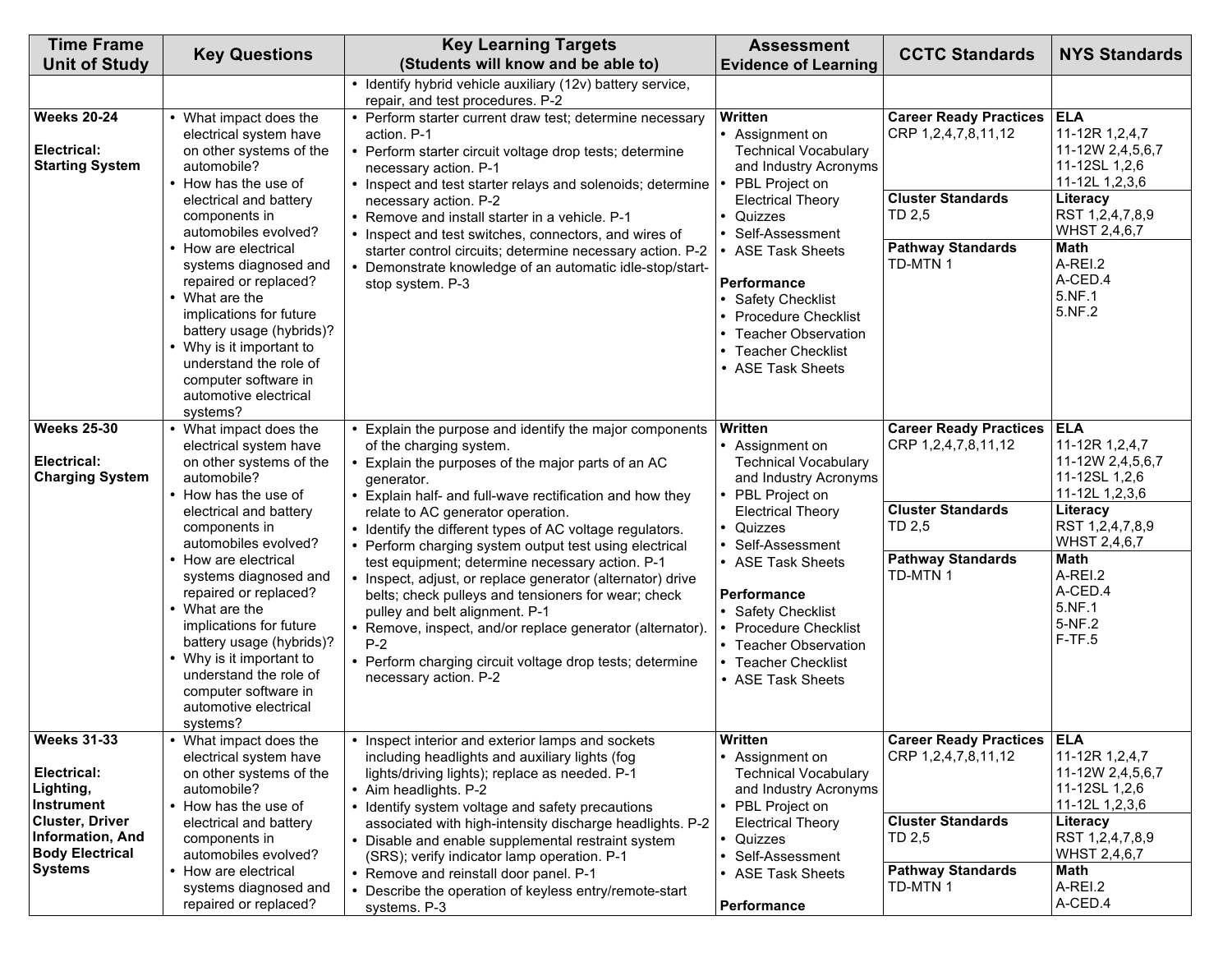| Time Frame Unit of Study | Key Questions | Key Learning Targets (Students will know and be able to) | Assessment Evidence of Learning | CCTC Standards | NYS Standards |
|---|---|---|---|---|---|
| | | • Identify hybrid vehicle auxiliary (12v) battery service, repair, and test procedures. P-2 | | | |
| **Weeks 20-24**<br><br>**Electrical: Starting System** | • What impact does the electrical system have on other systems of the automobile?<br>• How has the use of electrical and battery components in automobiles evolved?<br>• How are electrical systems diagnosed and repaired or replaced?<br>• What are the implications for future battery usage (hybrids)?<br>• Why is it important to understand the role of computer software in automotive electrical systems? | • Perform starter current draw test; determine necessary action. P-1<br>• Perform starter circuit voltage drop tests; determine necessary action. P-1<br>• Inspect and test starter relays and solenoids; determine necessary action. P-2<br>• Remove and install starter in a vehicle. P-1<br>• Inspect and test switches, connectors, and wires of starter control circuits; determine necessary action. P-2<br>• Demonstrate knowledge of an automatic idle-stop/start-stop system. P-3 | **Written**<br>• Assignment on Technical Vocabulary and Industry Acronyms<br>• PBL Project on Electrical Theory<br>• Quizzes<br>• Self-Assessment<br>• ASE Task Sheets<br><br>**Performance**<br>• Safety Checklist<br>• Procedure Checklist<br>• Teacher Observation<br>• Teacher Checklist<br>• ASE Task Sheets | **Career Ready Practices**<br>CRP 1,2,4,7,8,11,12<br><br>**Cluster Standards**<br>TD 2,5<br><br>**Pathway Standards**<br>TD-MTN 1 | **ELA**<br>11-12R 1,2,4,7<br>11-12W 2,4,5,6,7<br>11-12SL 1,2,6<br>11-12L 1,2,3,6<br><br>**Literacy**<br>RST 1,2,4,7,8,9<br>WHST 2,4,6,7<br><br>**Math**<br>A-REI.2<br>A-CED.4<br>5.NF.1<br>5.NF.2 |
| **Weeks 25-30**<br><br>**Electrical: Charging System** | • What impact does the electrical system have on other systems of the automobile?<br>• How has the use of electrical and battery components in automobiles evolved?<br>• How are electrical systems diagnosed and repaired or replaced?<br>• What are the implications for future battery usage (hybrids)?<br>• Why is it important to understand the role of computer software in automotive electrical systems? | • Explain the purpose and identify the major components of the charging system.<br>• Explain the purposes of the major parts of an AC generator.<br>• Explain half- and full-wave rectification and how they relate to AC generator operation.<br>• Identify the different types of AC voltage regulators.<br>• Perform charging system output test using electrical test equipment; determine necessary action. P-1<br>• Inspect, adjust, or replace generator (alternator) drive belts; check pulleys and tensioners for wear; check pulley and belt alignment. P-1<br>• Remove, inspect, and/or replace generator (alternator). P-2<br>• Perform charging circuit voltage drop tests; determine necessary action. P-2 | **Written**<br>• Assignment on Technical Vocabulary and Industry Acronyms<br>• PBL Project on Electrical Theory<br>• Quizzes<br>• Self-Assessment<br>• ASE Task Sheets<br><br>**Performance**<br>• Safety Checklist<br>• Procedure Checklist<br>• Teacher Observation<br>• Teacher Checklist<br>• ASE Task Sheets | **Career Ready Practices**<br>CRP 1,2,4,7,8,11,12<br><br>**Cluster Standards**<br>TD 2,5<br><br>**Pathway Standards**<br>TD-MTN 1 | **ELA**<br>11-12R 1,2,4,7<br>11-12W 2,4,5,6,7<br>11-12SL 1,2,6<br>11-12L 1,2,3,6<br><br>**Literacy**<br>RST 1,2,4,7,8,9<br>WHST 2,4,6,7<br><br>**Math**<br>A-REI.2<br>A-CED.4<br>5.NF.1<br>5-NF.2<br>F-TF.5 |
| **Weeks 31-33**<br><br>**Electrical: Lighting, Instrument Cluster, Driver Information, And Body Electrical Systems** | • What impact does the electrical system have on other systems of the automobile?<br>• How has the use of electrical and battery components in automobiles evolved?<br>• How are electrical systems diagnosed and repaired or replaced? | • Inspect interior and exterior lamps and sockets including headlights and auxiliary lights (fog lights/driving lights); replace as needed. P-1<br>• Aim headlights. P-2<br>• Identify system voltage and safety precautions associated with high-intensity discharge headlights. P-2<br>• Disable and enable supplemental restraint system (SRS); verify indicator lamp operation. P-1<br>• Remove and reinstall door panel. P-1<br>• Describe the operation of keyless entry/remote-start systems. P-3 | **Written**<br>• Assignment on Technical Vocabulary and Industry Acronyms<br>• PBL Project on Electrical Theory<br>• Quizzes<br>• Self-Assessment<br>• ASE Task Sheets<br><br>**Performance** | **Career Ready Practices**<br>CRP 1,2,4,7,8,11,12<br><br>**Cluster Standards**<br>TD 2,5<br><br>**Pathway Standards**<br>TD-MTN 1 | **ELA**<br>11-12R 1,2,4,7<br>11-12W 2,4,5,6,7<br>11-12SL 1,2,6<br>11-12L 1,2,3,6<br><br>**Literacy**<br>RST 1,2,4,7,8,9<br>WHST 2,4,6,7<br><br>**Math**<br>A-REI.2<br>A-CED.4 |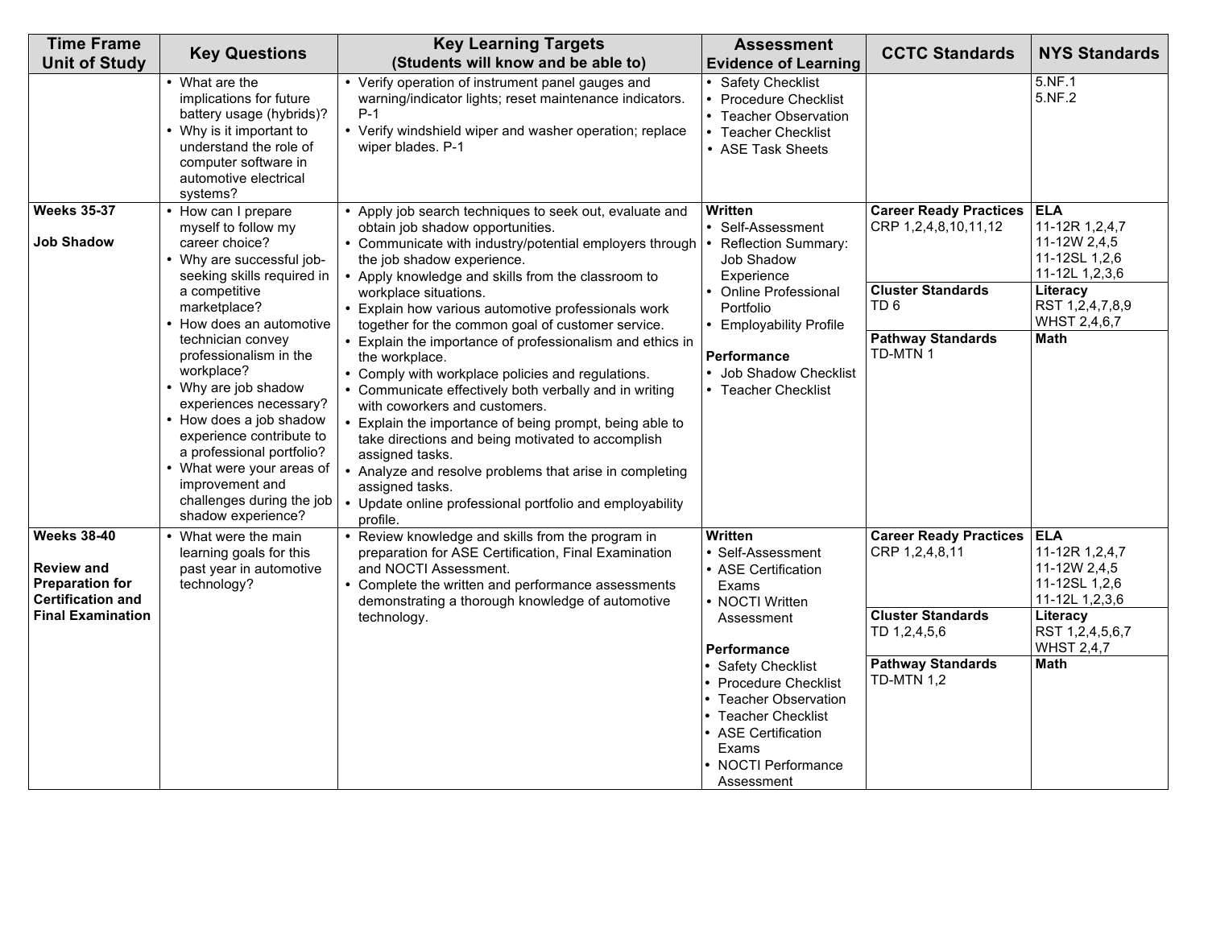| Time Frame Unit of Study | Key Questions | Key Learning Targets (Students will know and be able to) | Assessment Evidence of Learning | CCTC Standards | NYS Standards |
|---|---|---|---|---|---|
| | • What are the implications for future battery usage (hybrids)?<br>• Why is it important to understand the role of computer software in automotive electrical systems? | • Verify operation of instrument panel gauges and warning/indicator lights; reset maintenance indicators. P-1<br>• Verify windshield wiper and washer operation; replace wiper blades. P-1 | • Safety Checklist<br>• Procedure Checklist<br>• Teacher Observation<br>• Teacher Checklist<br>• ASE Task Sheets | | 5.NF.1<br>5.NF.2 |
| **Weeks 35-37**<br><br>**Job Shadow** | • How can I prepare myself to follow my career choice?<br>• Why are successful job-seeking skills required in a competitive marketplace?<br>• How does an automotive technician convey professionalism in the workplace?<br>• Why are job shadow experiences necessary?<br>• How does a job shadow experience contribute to a professional portfolio?<br>• What were your areas of improvement and challenges during the job shadow experience? | • Apply job search techniques to seek out, evaluate and obtain job shadow opportunities.<br>• Communicate with industry/potential employers through the job shadow experience.<br>• Apply knowledge and skills from the classroom to workplace situations.<br>• Explain how various automotive professionals work together for the common goal of customer service.<br>• Explain the importance of professionalism and ethics in the workplace.<br>• Comply with workplace policies and regulations.<br>• Communicate effectively both verbally and in writing with coworkers and customers.<br>• Explain the importance of being prompt, being able to take directions and being motivated to accomplish assigned tasks.<br>• Analyze and resolve problems that arise in completing assigned tasks.<br>• Update online professional portfolio and employability profile. | **Written**<br>• Self-Assessment<br>• Reflection Summary: Job Shadow Experience<br>• Online Professional Portfolio<br>• Employability Profile<br><br>**Performance**<br>• Job Shadow Checklist<br>• Teacher Checklist | **Career Ready Practices**<br>CRP 1,2,4,8,10,11,12<br><br>**Cluster Standards**<br>TD 6<br><br>**Pathway Standards**<br>TD-MTN 1 | **ELA**<br>11-12R 1,2,4,7<br>11-12W 2,4,5<br>11-12SL 1,2,6<br>11-12L 1,2,3,6<br><br>**Literacy**<br>RST 1,2,4,7,8,9<br>WHST 2,4,6,7<br><br>**Math** |
| **Weeks 38-40**<br><br>**Review and Preparation for Certification and Final Examination** | • What were the main learning goals for this past year in automotive technology? | • Review knowledge and skills from the program in preparation for ASE Certification, Final Examination and NOCTI Assessment.<br>• Complete the written and performance assessments demonstrating a thorough knowledge of automotive technology. | **Written**<br>• Self-Assessment<br>• ASE Certification Exams<br>• NOCTI Written Assessment<br><br>**Performance**<br>• Safety Checklist<br>• Procedure Checklist<br>• Teacher Observation<br>• Teacher Checklist<br>• ASE Certification Exams<br>• NOCTI Performance Assessment | **Career Ready Practices**<br>CRP 1,2,4,8,11<br><br>**Cluster Standards**<br>TD 1,2,4,5,6<br><br>**Pathway Standards**<br>TD-MTN 1,2 | **ELA**<br>11-12R 1,2,4,7<br>11-12W 2,4,5<br>11-12SL 1,2,6<br>11-12L 1,2,3,6<br><br>**Literacy**<br>RST 1,2,4,5,6,7<br>WHST 2,4,7<br><br>**Math** |